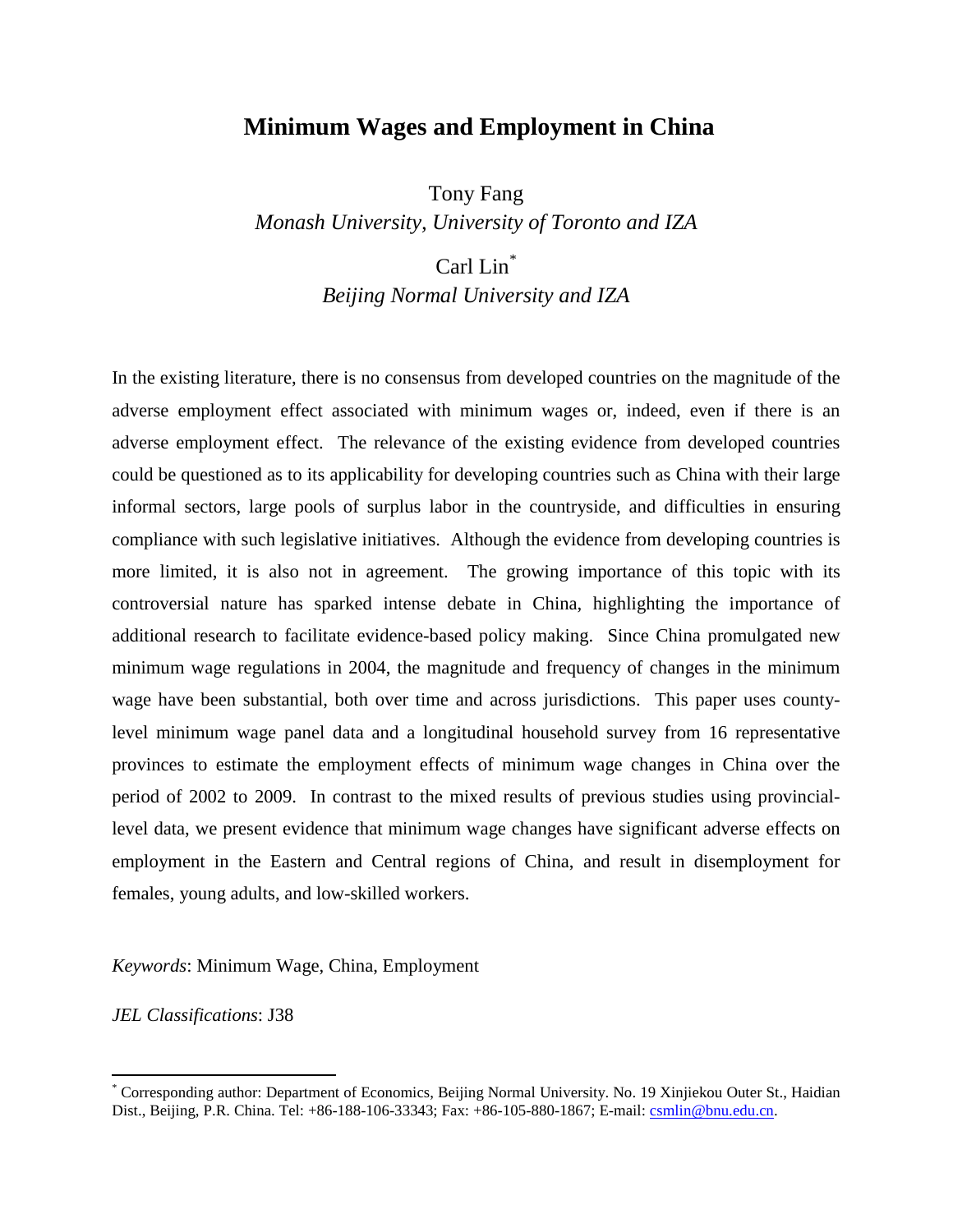# Minimum Wages and Employment in China

Tony Fang

*Monash University, University of Toronto and IZA*

Carl Lin[*]

*Beijing Normal University and IZA*

In the existing literature, there is no consensus from developed countries on the magnitude of the adverse employment effect associated with minimum wages or, indeed, even if there is an adverse employment effect. The relevance of the existing evidence from developed countries could be questioned as to its applicability for developing countries such as China with their large informal sectors, large pools of surplus labor in the countryside, and difficulties in ensuring compliance with such legislative initiatives. Although the evidence from developing countries is more limited, it is also not in agreement. The growing importance of this topic with its controversial nature has sparked intense debate in China, highlighting the importance of additional research to facilitate evidence-based policy making. Since China promulgated new minimum wage regulations in 2004, the magnitude and frequency of changes in the minimum wage have been substantial, both over time and across jurisdictions. This paper uses county-level minimum wage panel data and a longitudinal household survey from 16 representative provinces to estimate the employment effects of minimum wage changes in China over the period of 2002 to 2009. In contrast to the mixed results of previous studies using provincial-level data, we present evidence that minimum wage changes have significant adverse effects on employment in the Eastern and Central regions of China, and result in disemployment for females, young adults, and low-skilled workers.

*Keywords*: Minimum Wage, China, Employment

*JEL Classifications*: J38

[*] Corresponding author: Department of Economics, Beijing Normal University. No. 19 Xinjiekou Outer St., Haidian Dist., Beijing, P.R. China. Tel: +86-188-106-33343; Fax: +86-105-880-1867; E-mail: csmlin@bnu.edu.cn.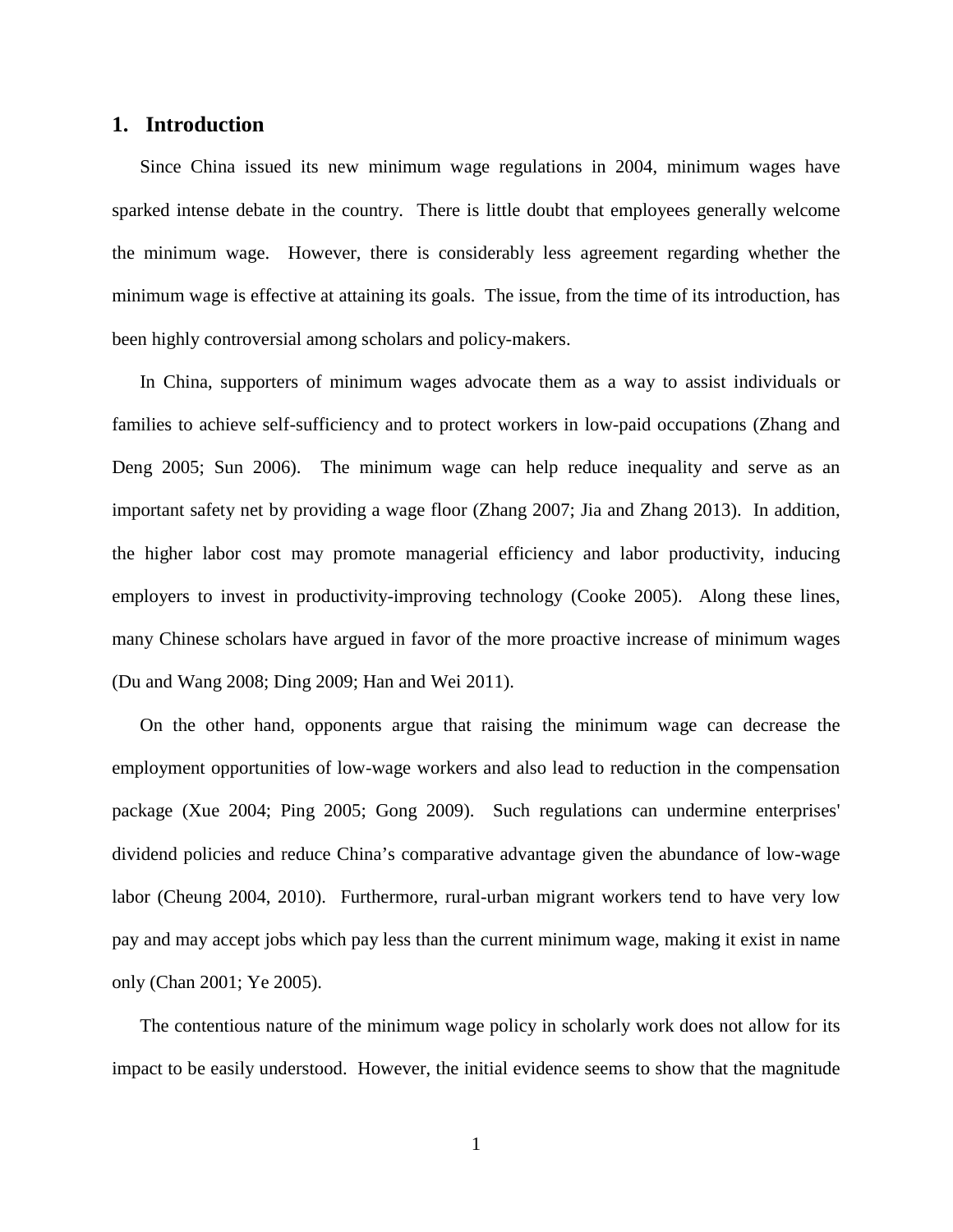## 1. Introduction

Since China issued its new minimum wage regulations in 2004, minimum wages have sparked intense debate in the country. There is little doubt that employees generally welcome the minimum wage. However, there is considerably less agreement regarding whether the minimum wage is effective at attaining its goals. The issue, from the time of its introduction, has been highly controversial among scholars and policy-makers.

In China, supporters of minimum wages advocate them as a way to assist individuals or families to achieve self-sufficiency and to protect workers in low-paid occupations (Zhang and Deng 2005; Sun 2006). The minimum wage can help reduce inequality and serve as an important safety net by providing a wage floor (Zhang 2007; Jia and Zhang 2013). In addition, the higher labor cost may promote managerial efficiency and labor productivity, inducing employers to invest in productivity-improving technology (Cooke 2005). Along these lines, many Chinese scholars have argued in favor of the more proactive increase of minimum wages (Du and Wang 2008; Ding 2009; Han and Wei 2011).

On the other hand, opponents argue that raising the minimum wage can decrease the employment opportunities of low-wage workers and also lead to reduction in the compensation package (Xue 2004; Ping 2005; Gong 2009). Such regulations can undermine enterprises' dividend policies and reduce China's comparative advantage given the abundance of low-wage labor (Cheung 2004, 2010). Furthermore, rural-urban migrant workers tend to have very low pay and may accept jobs which pay less than the current minimum wage, making it exist in name only (Chan 2001; Ye 2005).

The contentious nature of the minimum wage policy in scholarly work does not allow for its impact to be easily understood. However, the initial evidence seems to show that the magnitude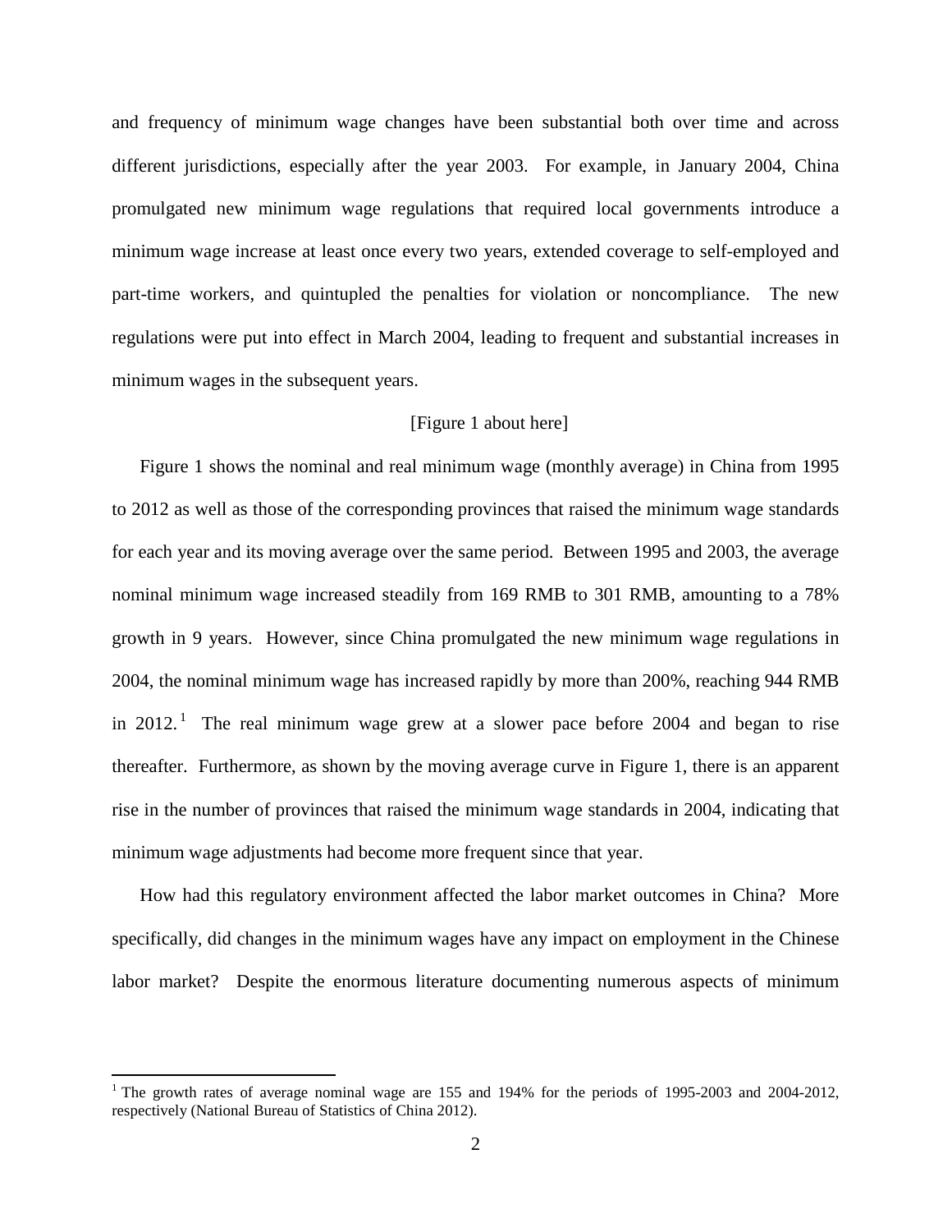and frequency of minimum wage changes have been substantial both over time and across different jurisdictions, especially after the year 2003. For example, in January 2004, China promulgated new minimum wage regulations that required local governments introduce a minimum wage increase at least once every two years, extended coverage to self-employed and part-time workers, and quintupled the penalties for violation or noncompliance. The new regulations were put into effect in March 2004, leading to frequent and substantial increases in minimum wages in the subsequent years.

[Figure 1 about here]

Figure 1 shows the nominal and real minimum wage (monthly average) in China from 1995 to 2012 as well as those of the corresponding provinces that raised the minimum wage standards for each year and its moving average over the same period. Between 1995 and 2003, the average nominal minimum wage increased steadily from 169 RMB to 301 RMB, amounting to a 78% growth in 9 years. However, since China promulgated the new minimum wage regulations in 2004, the nominal minimum wage has increased rapidly by more than 200%, reaching 944 RMB in 2012.[1] The real minimum wage grew at a slower pace before 2004 and began to rise thereafter. Furthermore, as shown by the moving average curve in Figure 1, there is an apparent rise in the number of provinces that raised the minimum wage standards in 2004, indicating that minimum wage adjustments had become more frequent since that year.

How had this regulatory environment affected the labor market outcomes in China? More specifically, did changes in the minimum wages have any impact on employment in the Chinese labor market? Despite the enormous literature documenting numerous aspects of minimum

[1] The growth rates of average nominal wage are 155 and 194% for the periods of 1995-2003 and 2004-2012, respectively (National Bureau of Statistics of China 2012).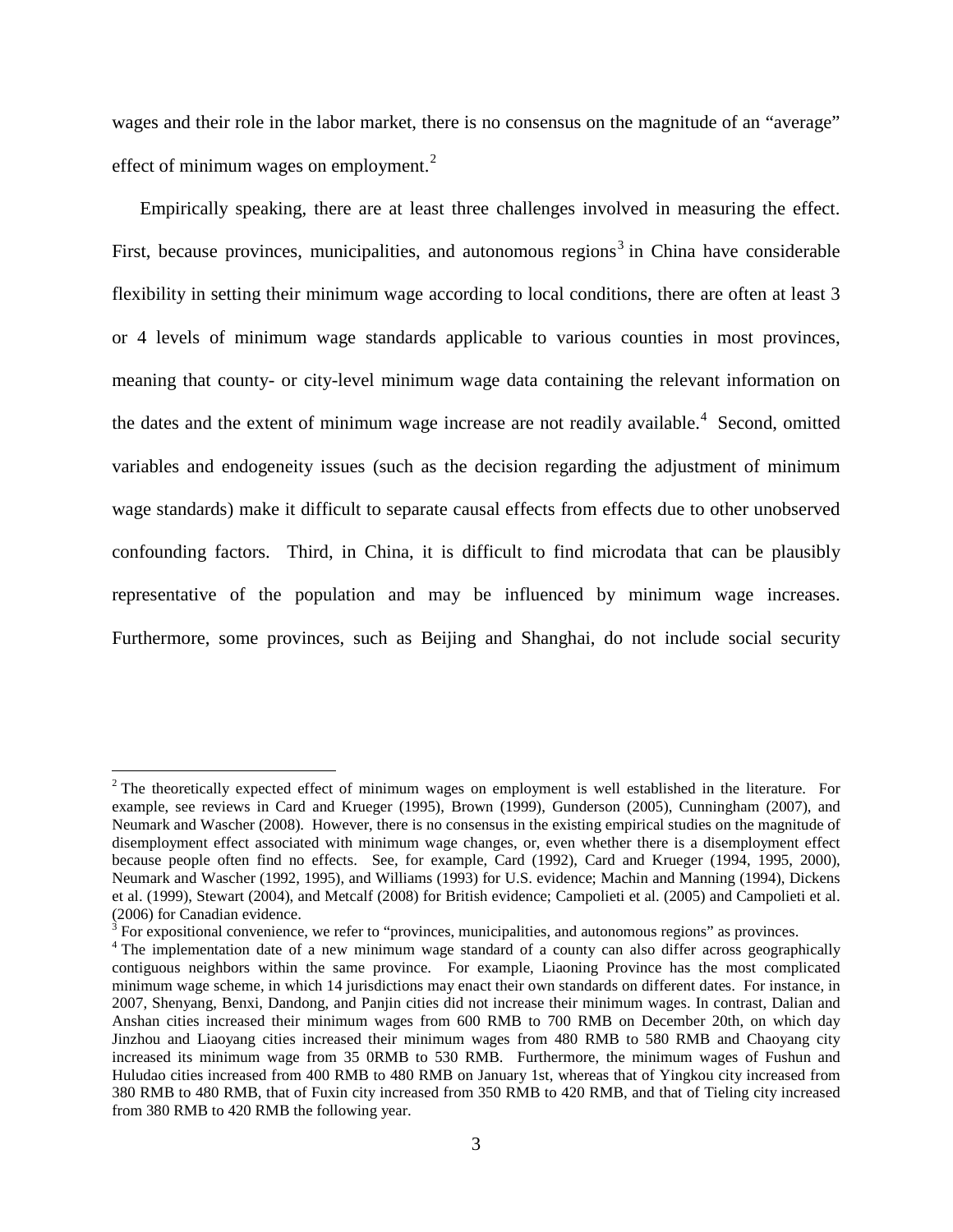wages and their role in the labor market, there is no consensus on the magnitude of an "average" effect of minimum wages on employment.[2]

Empirically speaking, there are at least three challenges involved in measuring the effect. First, because provinces, municipalities, and autonomous regions[3] in China have considerable flexibility in setting their minimum wage according to local conditions, there are often at least 3 or 4 levels of minimum wage standards applicable to various counties in most provinces, meaning that county- or city-level minimum wage data containing the relevant information on the dates and the extent of minimum wage increase are not readily available.[4] Second, omitted variables and endogeneity issues (such as the decision regarding the adjustment of minimum wage standards) make it difficult to separate causal effects from effects due to other unobserved confounding factors. Third, in China, it is difficult to find microdata that can be plausibly representative of the population and may be influenced by minimum wage increases. Furthermore, some provinces, such as Beijing and Shanghai, do not include social security

---

[2] The theoretically expected effect of minimum wages on employment is well established in the literature. For example, see reviews in Card and Krueger (1995), Brown (1999), Gunderson (2005), Cunningham (2007), and Neumark and Wascher (2008). However, there is no consensus in the existing empirical studies on the magnitude of disemployment effect associated with minimum wage changes, or, even whether there is a disemployment effect because people often find no effects. See, for example, Card (1992), Card and Krueger (1994, 1995, 2000), Neumark and Wascher (1992, 1995), and Williams (1993) for U.S. evidence; Machin and Manning (1994), Dickens et al. (1999), Stewart (2004), and Metcalf (2008) for British evidence; Campolieti et al. (2005) and Campolieti et al. (2006) for Canadian evidence.

[3] For expositional convenience, we refer to "provinces, municipalities, and autonomous regions" as provinces.

[4] The implementation date of a new minimum wage standard of a county can also differ across geographically contiguous neighbors within the same province. For example, Liaoning Province has the most complicated minimum wage scheme, in which 14 jurisdictions may enact their own standards on different dates. For instance, in 2007, Shenyang, Benxi, Dandong, and Panjin cities did not increase their minimum wages. In contrast, Dalian and Anshan cities increased their minimum wages from 600 RMB to 700 RMB on December 20th, on which day Jinzhou and Liaoyang cities increased their minimum wages from 480 RMB to 580 RMB and Chaoyang city increased its minimum wage from 35 0RMB to 530 RMB. Furthermore, the minimum wages of Fushun and Huludao cities increased from 400 RMB to 480 RMB on January 1st, whereas that of Yingkou city increased from 380 RMB to 480 RMB, that of Fuxin city increased from 350 RMB to 420 RMB, and that of Tieling city increased from 380 RMB to 420 RMB the following year.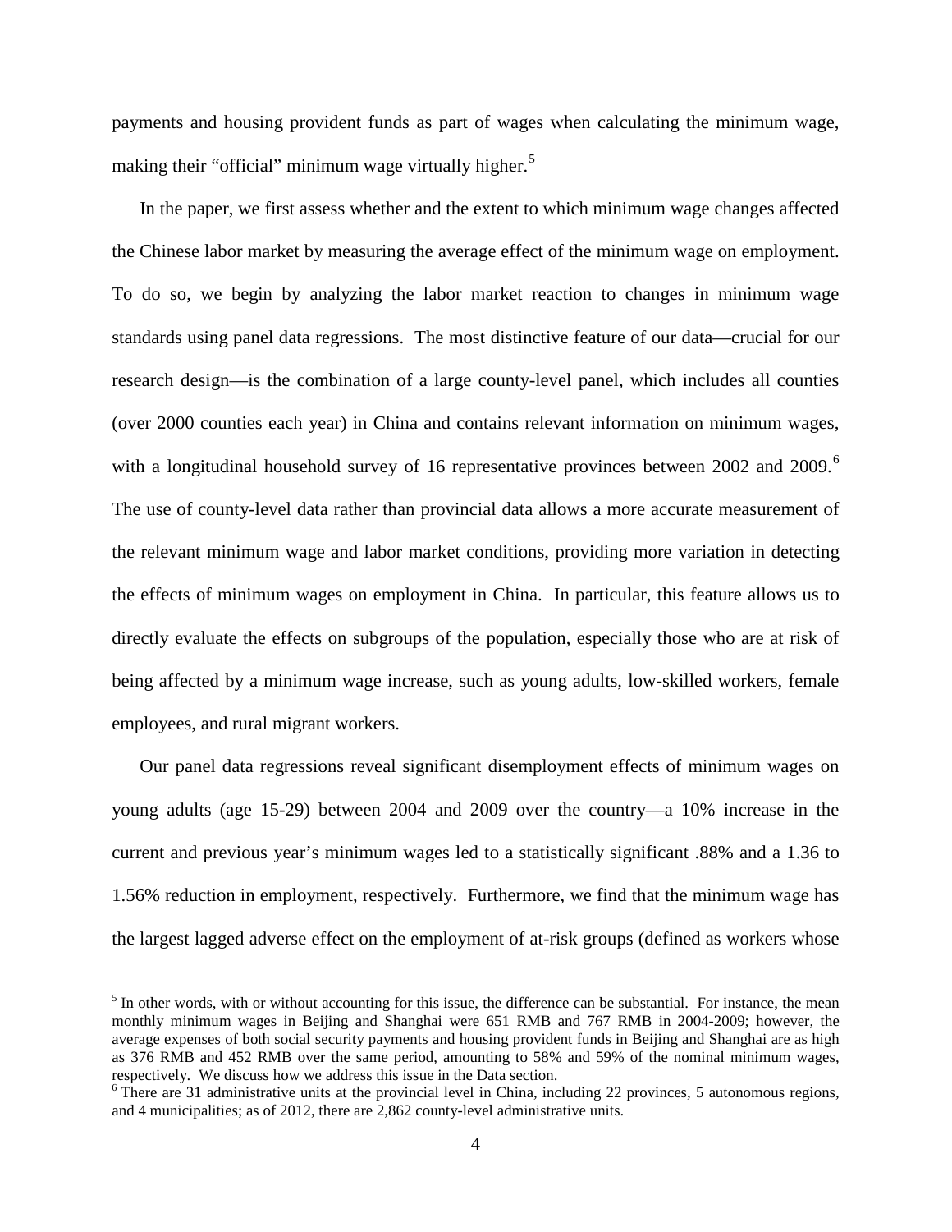payments and housing provident funds as part of wages when calculating the minimum wage, making their "official" minimum wage virtually higher.[5]

In the paper, we first assess whether and the extent to which minimum wage changes affected the Chinese labor market by measuring the average effect of the minimum wage on employment. To do so, we begin by analyzing the labor market reaction to changes in minimum wage standards using panel data regressions. The most distinctive feature of our data—crucial for our research design—is the combination of a large county-level panel, which includes all counties (over 2000 counties each year) in China and contains relevant information on minimum wages, with a longitudinal household survey of 16 representative provinces between 2002 and 2009.[6] The use of county-level data rather than provincial data allows a more accurate measurement of the relevant minimum wage and labor market conditions, providing more variation in detecting the effects of minimum wages on employment in China. In particular, this feature allows us to directly evaluate the effects on subgroups of the population, especially those who are at risk of being affected by a minimum wage increase, such as young adults, low-skilled workers, female employees, and rural migrant workers.

Our panel data regressions reveal significant disemployment effects of minimum wages on young adults (age 15-29) between 2004 and 2009 over the country—a 10% increase in the current and previous year's minimum wages led to a statistically significant .88% and a 1.36 to 1.56% reduction in employment, respectively. Furthermore, we find that the minimum wage has the largest lagged adverse effect on the employment of at-risk groups (defined as workers whose

---

[5] In other words, with or without accounting for this issue, the difference can be substantial. For instance, the mean monthly minimum wages in Beijing and Shanghai were 651 RMB and 767 RMB in 2004-2009; however, the average expenses of both social security payments and housing provident funds in Beijing and Shanghai are as high as 376 RMB and 452 RMB over the same period, amounting to 58% and 59% of the nominal minimum wages, respectively. We discuss how we address this issue in the Data section.

[6] There are 31 administrative units at the provincial level in China, including 22 provinces, 5 autonomous regions, and 4 municipalities; as of 2012, there are 2,862 county-level administrative units.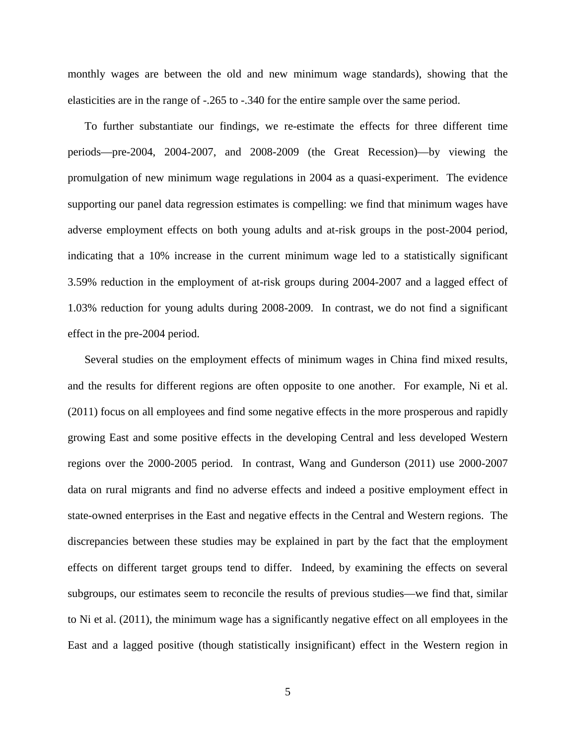monthly wages are between the old and new minimum wage standards), showing that the elasticities are in the range of -.265 to -.340 for the entire sample over the same period.

To further substantiate our findings, we re-estimate the effects for three different time periods—pre-2004, 2004-2007, and 2008-2009 (the Great Recession)—by viewing the promulgation of new minimum wage regulations in 2004 as a quasi-experiment. The evidence supporting our panel data regression estimates is compelling: we find that minimum wages have adverse employment effects on both young adults and at-risk groups in the post-2004 period, indicating that a 10% increase in the current minimum wage led to a statistically significant 3.59% reduction in the employment of at-risk groups during 2004-2007 and a lagged effect of 1.03% reduction for young adults during 2008-2009. In contrast, we do not find a significant effect in the pre-2004 period.

Several studies on the employment effects of minimum wages in China find mixed results, and the results for different regions are often opposite to one another. For example, Ni et al. (2011) focus on all employees and find some negative effects in the more prosperous and rapidly growing East and some positive effects in the developing Central and less developed Western regions over the 2000-2005 period. In contrast, Wang and Gunderson (2011) use 2000-2007 data on rural migrants and find no adverse effects and indeed a positive employment effect in state-owned enterprises in the East and negative effects in the Central and Western regions. The discrepancies between these studies may be explained in part by the fact that the employment effects on different target groups tend to differ. Indeed, by examining the effects on several subgroups, our estimates seem to reconcile the results of previous studies—we find that, similar to Ni et al. (2011), the minimum wage has a significantly negative effect on all employees in the East and a lagged positive (though statistically insignificant) effect in the Western region in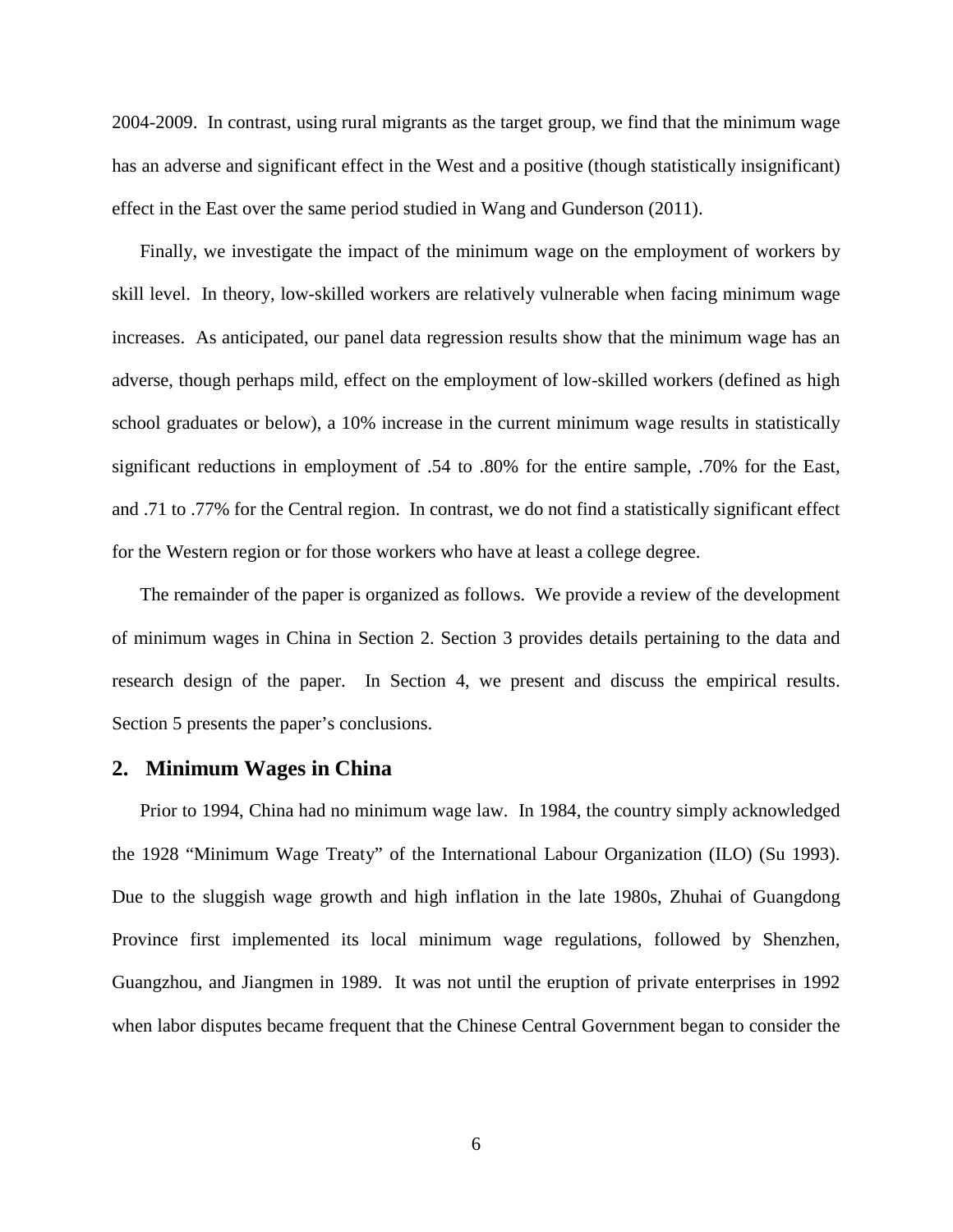2004-2009. In contrast, using rural migrants as the target group, we find that the minimum wage has an adverse and significant effect in the West and a positive (though statistically insignificant) effect in the East over the same period studied in Wang and Gunderson (2011).

Finally, we investigate the impact of the minimum wage on the employment of workers by skill level. In theory, low-skilled workers are relatively vulnerable when facing minimum wage increases. As anticipated, our panel data regression results show that the minimum wage has an adverse, though perhaps mild, effect on the employment of low-skilled workers (defined as high school graduates or below), a 10% increase in the current minimum wage results in statistically significant reductions in employment of .54 to .80% for the entire sample, .70% for the East, and .71 to .77% for the Central region. In contrast, we do not find a statistically significant effect for the Western region or for those workers who have at least a college degree.

The remainder of the paper is organized as follows. We provide a review of the development of minimum wages in China in Section 2. Section 3 provides details pertaining to the data and research design of the paper. In Section 4, we present and discuss the empirical results. Section 5 presents the paper's conclusions.

## 2. Minimum Wages in China

Prior to 1994, China had no minimum wage law. In 1984, the country simply acknowledged the 1928 "Minimum Wage Treaty" of the International Labour Organization (ILO) (Su 1993). Due to the sluggish wage growth and high inflation in the late 1980s, Zhuhai of Guangdong Province first implemented its local minimum wage regulations, followed by Shenzhen, Guangzhou, and Jiangmen in 1989. It was not until the eruption of private enterprises in 1992 when labor disputes became frequent that the Chinese Central Government began to consider the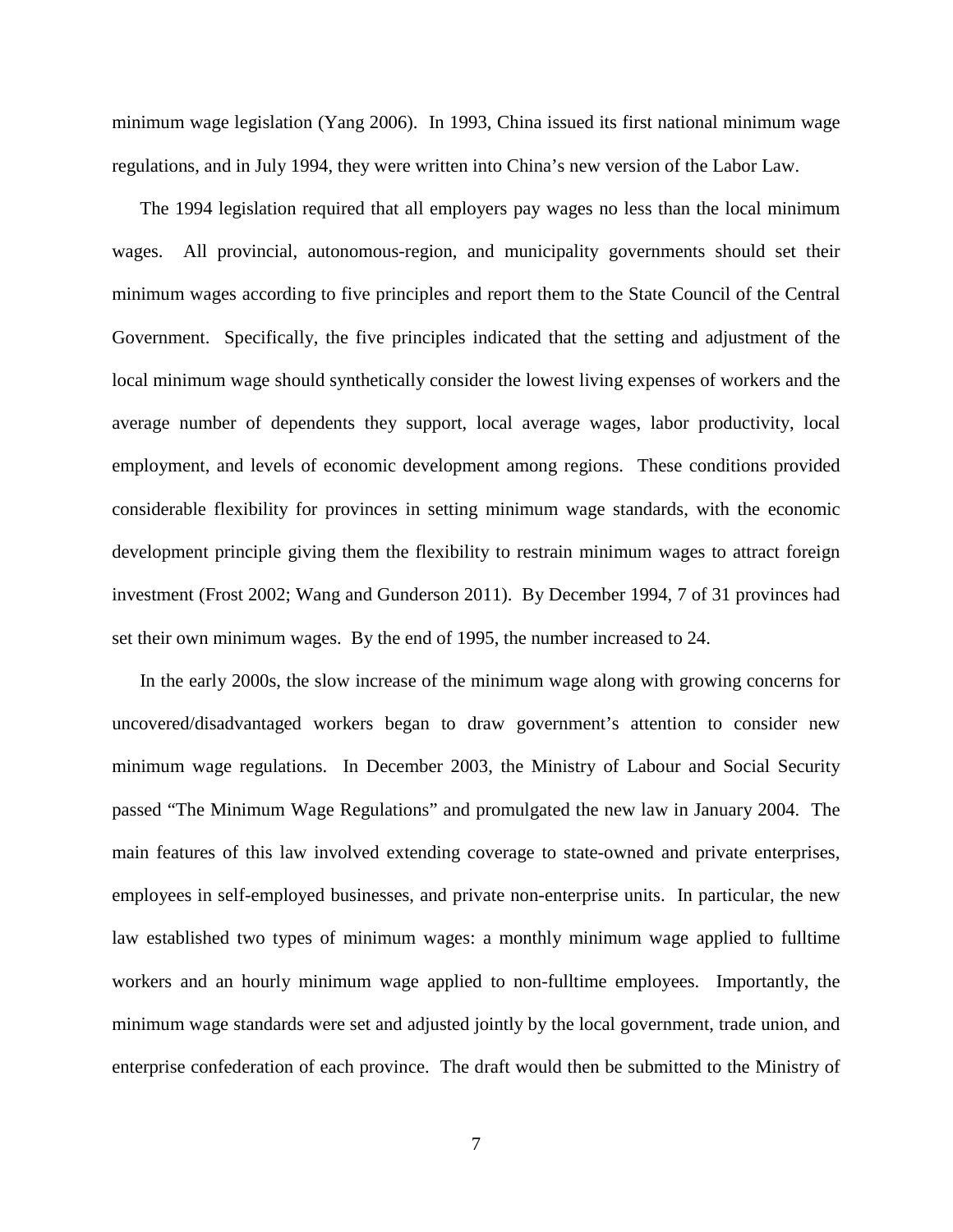minimum wage legislation (Yang 2006). In 1993, China issued its first national minimum wage regulations, and in July 1994, they were written into China's new version of the Labor Law.

The 1994 legislation required that all employers pay wages no less than the local minimum wages. All provincial, autonomous-region, and municipality governments should set their minimum wages according to five principles and report them to the State Council of the Central Government. Specifically, the five principles indicated that the setting and adjustment of the local minimum wage should synthetically consider the lowest living expenses of workers and the average number of dependents they support, local average wages, labor productivity, local employment, and levels of economic development among regions. These conditions provided considerable flexibility for provinces in setting minimum wage standards, with the economic development principle giving them the flexibility to restrain minimum wages to attract foreign investment (Frost 2002; Wang and Gunderson 2011). By December 1994, 7 of 31 provinces had set their own minimum wages. By the end of 1995, the number increased to 24.

In the early 2000s, the slow increase of the minimum wage along with growing concerns for uncovered/disadvantaged workers began to draw government's attention to consider new minimum wage regulations. In December 2003, the Ministry of Labour and Social Security passed "The Minimum Wage Regulations" and promulgated the new law in January 2004. The main features of this law involved extending coverage to state-owned and private enterprises, employees in self-employed businesses, and private non-enterprise units. In particular, the new law established two types of minimum wages: a monthly minimum wage applied to fulltime workers and an hourly minimum wage applied to non-fulltime employees. Importantly, the minimum wage standards were set and adjusted jointly by the local government, trade union, and enterprise confederation of each province. The draft would then be submitted to the Ministry of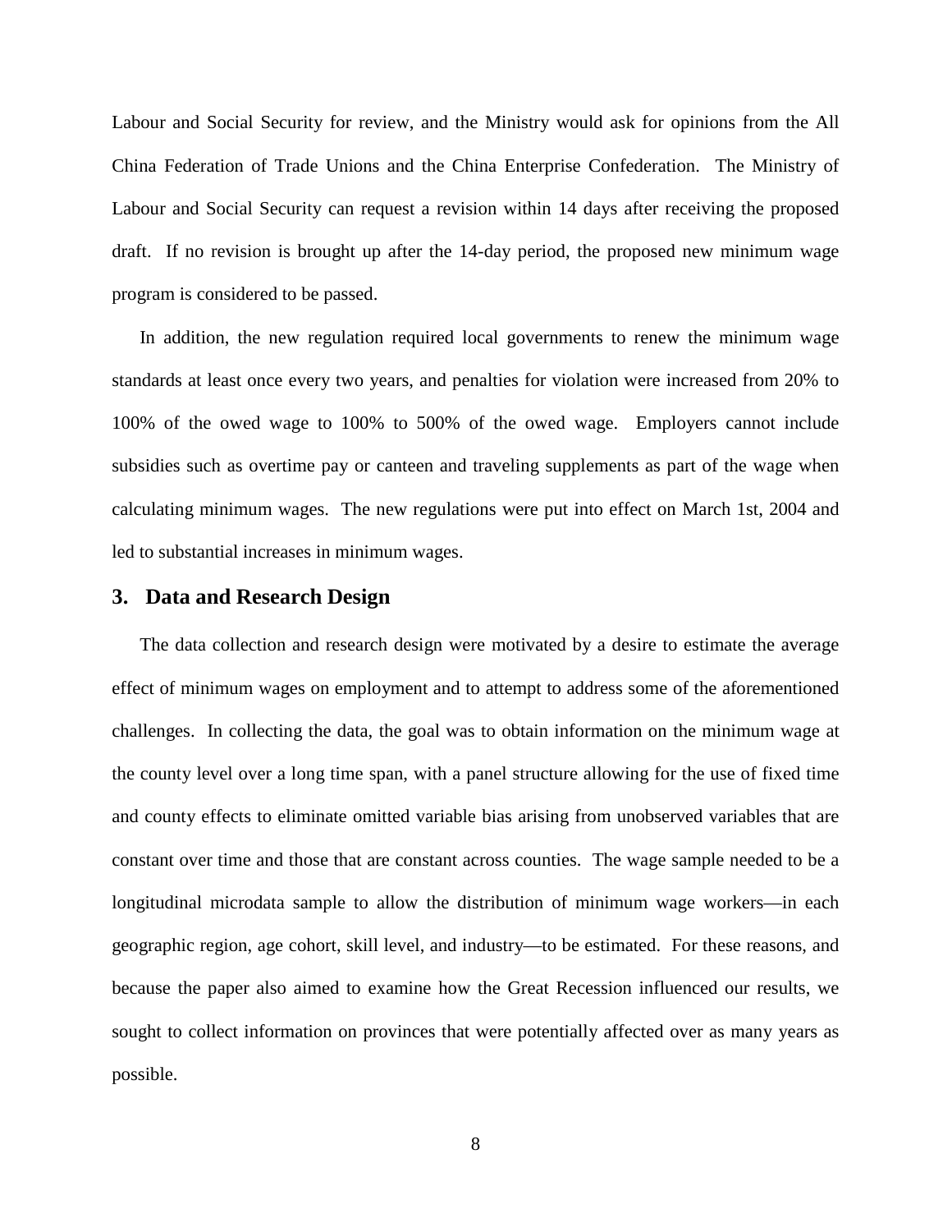Labour and Social Security for review, and the Ministry would ask for opinions from the All China Federation of Trade Unions and the China Enterprise Confederation. The Ministry of Labour and Social Security can request a revision within 14 days after receiving the proposed draft. If no revision is brought up after the 14-day period, the proposed new minimum wage program is considered to be passed.

In addition, the new regulation required local governments to renew the minimum wage standards at least once every two years, and penalties for violation were increased from 20% to 100% of the owed wage to 100% to 500% of the owed wage. Employers cannot include subsidies such as overtime pay or canteen and traveling supplements as part of the wage when calculating minimum wages. The new regulations were put into effect on March 1st, 2004 and led to substantial increases in minimum wages.

## 3. Data and Research Design

The data collection and research design were motivated by a desire to estimate the average effect of minimum wages on employment and to attempt to address some of the aforementioned challenges. In collecting the data, the goal was to obtain information on the minimum wage at the county level over a long time span, with a panel structure allowing for the use of fixed time and county effects to eliminate omitted variable bias arising from unobserved variables that are constant over time and those that are constant across counties. The wage sample needed to be a longitudinal microdata sample to allow the distribution of minimum wage workers—in each geographic region, age cohort, skill level, and industry—to be estimated. For these reasons, and because the paper also aimed to examine how the Great Recession influenced our results, we sought to collect information on provinces that were potentially affected over as many years as possible.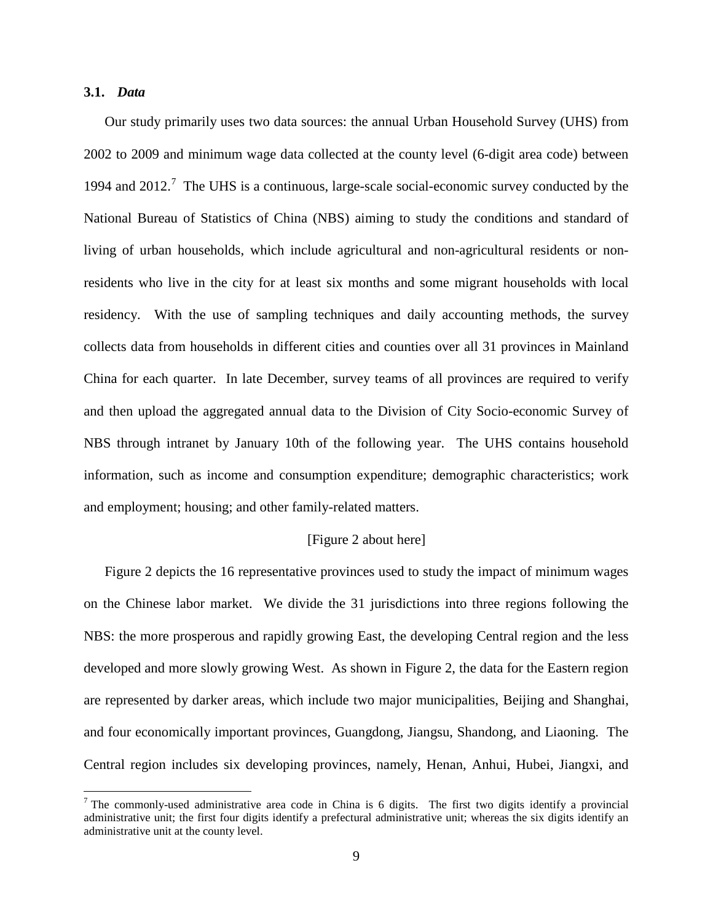### 3.1. *Data*

Our study primarily uses two data sources: the annual Urban Household Survey (UHS) from 2002 to 2009 and minimum wage data collected at the county level (6-digit area code) between 1994 and 2012.[7] The UHS is a continuous, large-scale social-economic survey conducted by the National Bureau of Statistics of China (NBS) aiming to study the conditions and standard of living of urban households, which include agricultural and non-agricultural residents or non-residents who live in the city for at least six months and some migrant households with local residency. With the use of sampling techniques and daily accounting methods, the survey collects data from households in different cities and counties over all 31 provinces in Mainland China for each quarter. In late December, survey teams of all provinces are required to verify and then upload the aggregated annual data to the Division of City Socio-economic Survey of NBS through intranet by January 10th of the following year. The UHS contains household information, such as income and consumption expenditure; demographic characteristics; work and employment; housing; and other family-related matters.

[Figure 2 about here]

Figure 2 depicts the 16 representative provinces used to study the impact of minimum wages on the Chinese labor market. We divide the 31 jurisdictions into three regions following the NBS: the more prosperous and rapidly growing East, the developing Central region and the less developed and more slowly growing West. As shown in Figure 2, the data for the Eastern region are represented by darker areas, which include two major municipalities, Beijing and Shanghai, and four economically important provinces, Guangdong, Jiangsu, Shandong, and Liaoning. The Central region includes six developing provinces, namely, Henan, Anhui, Hubei, Jiangxi, and

[7] The commonly-used administrative area code in China is 6 digits. The first two digits identify a provincial administrative unit; the first four digits identify a prefectural administrative unit; whereas the six digits identify an administrative unit at the county level.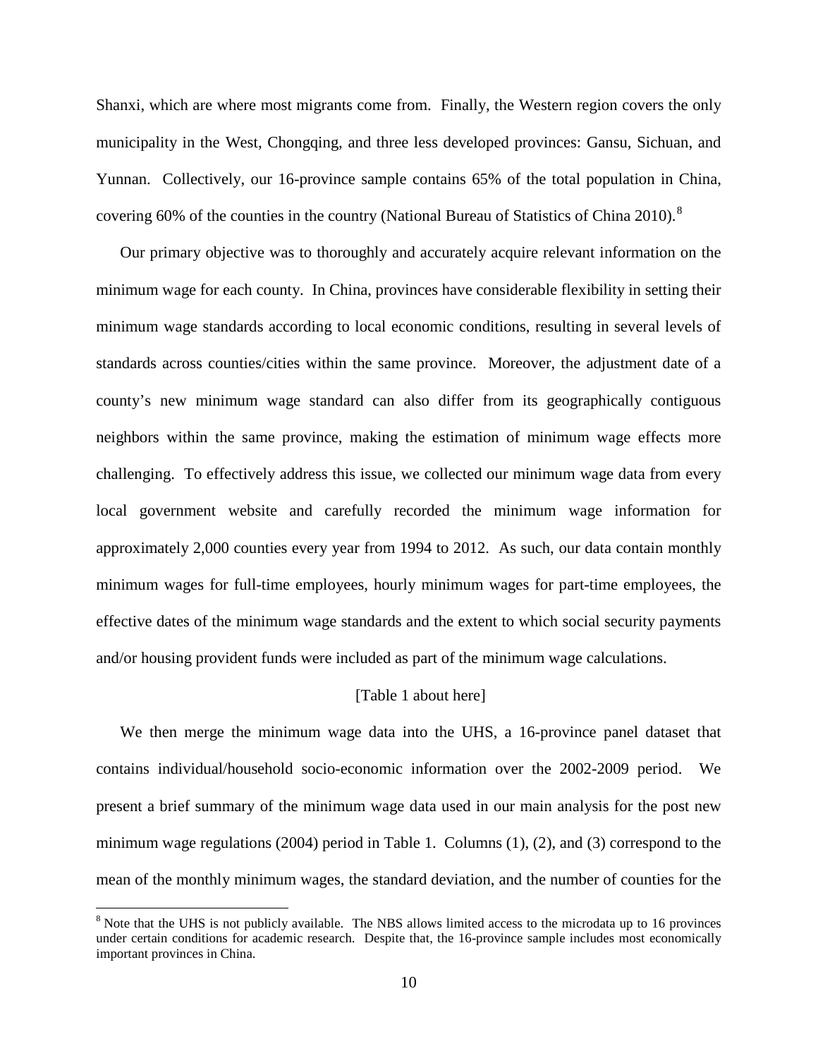Shanxi, which are where most migrants come from. Finally, the Western region covers the only municipality in the West, Chongqing, and three less developed provinces: Gansu, Sichuan, and Yunnan. Collectively, our 16-province sample contains 65% of the total population in China, covering 60% of the counties in the country (National Bureau of Statistics of China 2010).[8]

Our primary objective was to thoroughly and accurately acquire relevant information on the minimum wage for each county. In China, provinces have considerable flexibility in setting their minimum wage standards according to local economic conditions, resulting in several levels of standards across counties/cities within the same province. Moreover, the adjustment date of a county's new minimum wage standard can also differ from its geographically contiguous neighbors within the same province, making the estimation of minimum wage effects more challenging. To effectively address this issue, we collected our minimum wage data from every local government website and carefully recorded the minimum wage information for approximately 2,000 counties every year from 1994 to 2012. As such, our data contain monthly minimum wages for full-time employees, hourly minimum wages for part-time employees, the effective dates of the minimum wage standards and the extent to which social security payments and/or housing provident funds were included as part of the minimum wage calculations.

[Table 1 about here]

We then merge the minimum wage data into the UHS, a 16-province panel dataset that contains individual/household socio-economic information over the 2002-2009 period. We present a brief summary of the minimum wage data used in our main analysis for the post new minimum wage regulations (2004) period in Table 1. Columns (1), (2), and (3) correspond to the mean of the monthly minimum wages, the standard deviation, and the number of counties for the

[8] Note that the UHS is not publicly available. The NBS allows limited access to the microdata up to 16 provinces under certain conditions for academic research. Despite that, the 16-province sample includes most economically important provinces in China.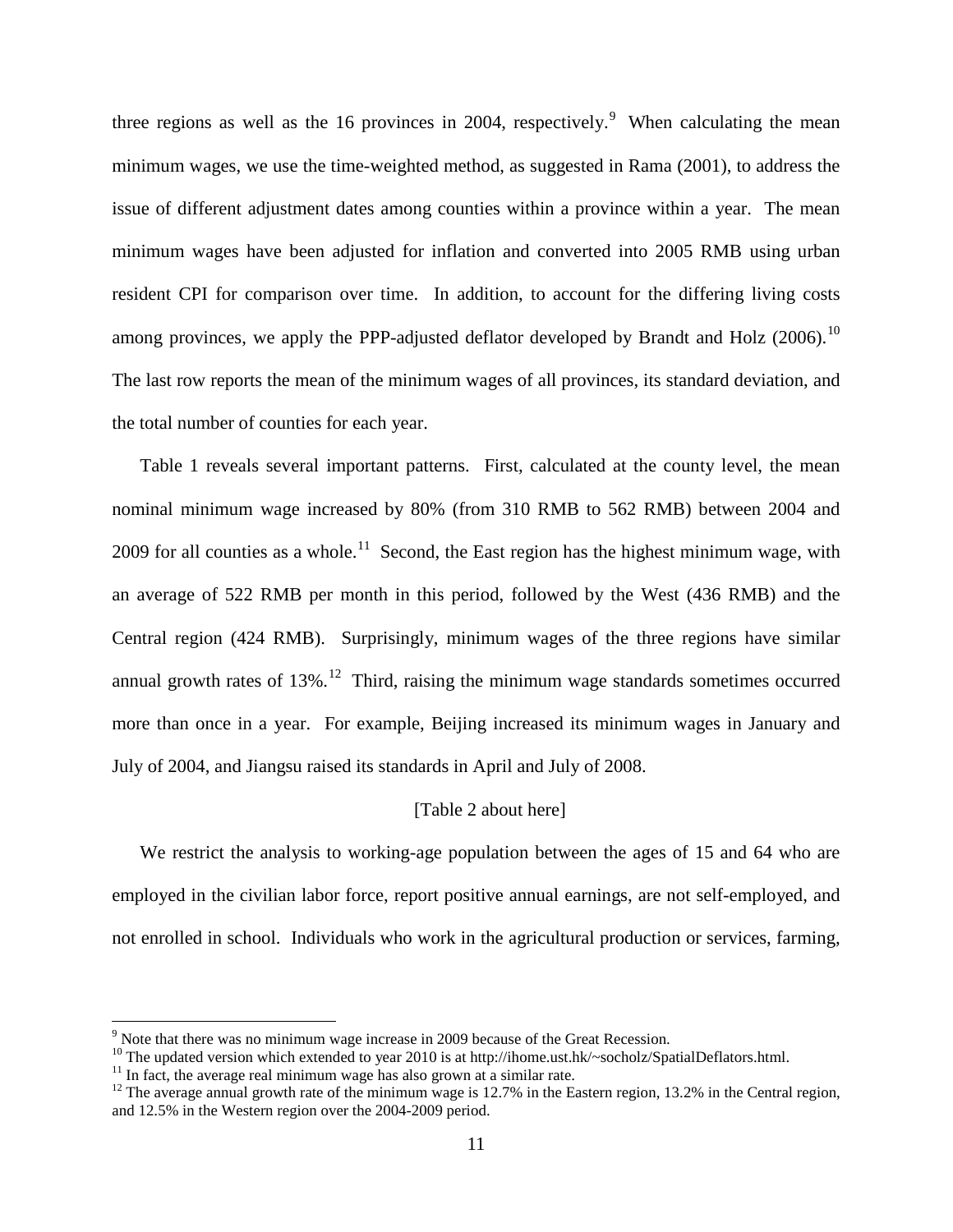three regions as well as the 16 provinces in 2004, respectively.[9] When calculating the mean minimum wages, we use the time-weighted method, as suggested in Rama (2001), to address the issue of different adjustment dates among counties within a province within a year. The mean minimum wages have been adjusted for inflation and converted into 2005 RMB using urban resident CPI for comparison over time. In addition, to account for the differing living costs among provinces, we apply the PPP-adjusted deflator developed by Brandt and Holz (2006).[10] The last row reports the mean of the minimum wages of all provinces, its standard deviation, and the total number of counties for each year.

Table 1 reveals several important patterns. First, calculated at the county level, the mean nominal minimum wage increased by 80% (from 310 RMB to 562 RMB) between 2004 and 2009 for all counties as a whole.[11] Second, the East region has the highest minimum wage, with an average of 522 RMB per month in this period, followed by the West (436 RMB) and the Central region (424 RMB). Surprisingly, minimum wages of the three regions have similar annual growth rates of 13%.[12] Third, raising the minimum wage standards sometimes occurred more than once in a year. For example, Beijing increased its minimum wages in January and July of 2004, and Jiangsu raised its standards in April and July of 2008.

[Table 2 about here]

We restrict the analysis to working-age population between the ages of 15 and 64 who are employed in the civilian labor force, report positive annual earnings, are not self-employed, and not enrolled in school. Individuals who work in the agricultural production or services, farming,

---

[9] Note that there was no minimum wage increase in 2009 because of the Great Recession.

[10] The updated version which extended to year 2010 is at http://ihome.ust.hk/~socholz/SpatialDeflators.html.

[11] In fact, the average real minimum wage has also grown at a similar rate.

[12] The average annual growth rate of the minimum wage is 12.7% in the Eastern region, 13.2% in the Central region, and 12.5% in the Western region over the 2004-2009 period.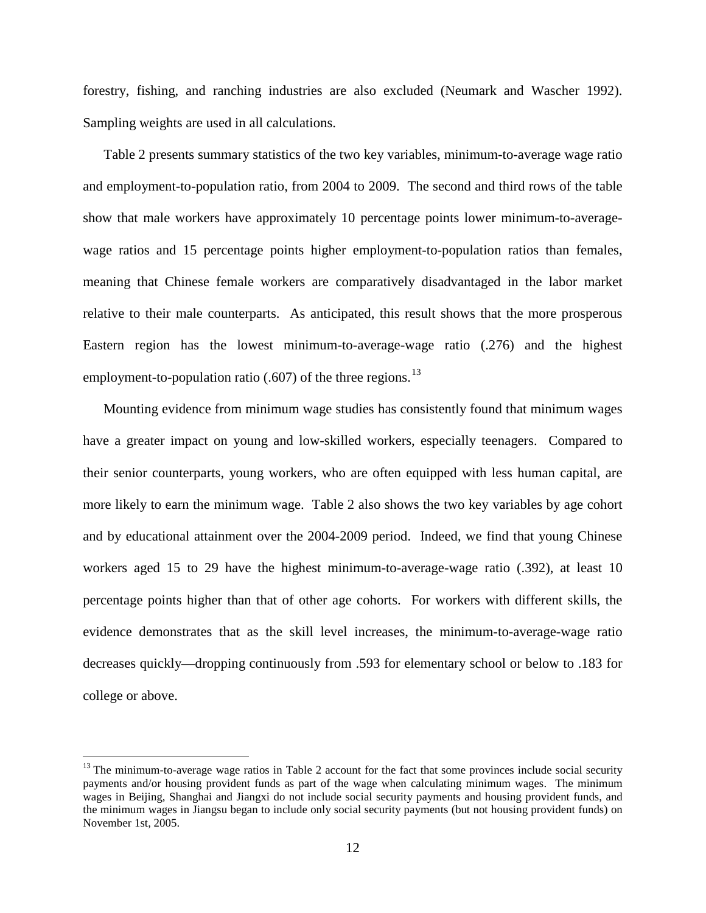forestry, fishing, and ranching industries are also excluded (Neumark and Wascher 1992). Sampling weights are used in all calculations.

Table 2 presents summary statistics of the two key variables, minimum-to-average wage ratio and employment-to-population ratio, from 2004 to 2009. The second and third rows of the table show that male workers have approximately 10 percentage points lower minimum-to-average-wage ratios and 15 percentage points higher employment-to-population ratios than females, meaning that Chinese female workers are comparatively disadvantaged in the labor market relative to their male counterparts. As anticipated, this result shows that the more prosperous Eastern region has the lowest minimum-to-average-wage ratio (.276) and the highest employment-to-population ratio (.607) of the three regions.[13]

Mounting evidence from minimum wage studies has consistently found that minimum wages have a greater impact on young and low-skilled workers, especially teenagers. Compared to their senior counterparts, young workers, who are often equipped with less human capital, are more likely to earn the minimum wage. Table 2 also shows the two key variables by age cohort and by educational attainment over the 2004-2009 period. Indeed, we find that young Chinese workers aged 15 to 29 have the highest minimum-to-average-wage ratio (.392), at least 10 percentage points higher than that of other age cohorts. For workers with different skills, the evidence demonstrates that as the skill level increases, the minimum-to-average-wage ratio decreases quickly—dropping continuously from .593 for elementary school or below to .183 for college or above.

[13] The minimum-to-average wage ratios in Table 2 account for the fact that some provinces include social security payments and/or housing provident funds as part of the wage when calculating minimum wages. The minimum wages in Beijing, Shanghai and Jiangxi do not include social security payments and housing provident funds, and the minimum wages in Jiangsu began to include only social security payments (but not housing provident funds) on November 1st, 2005.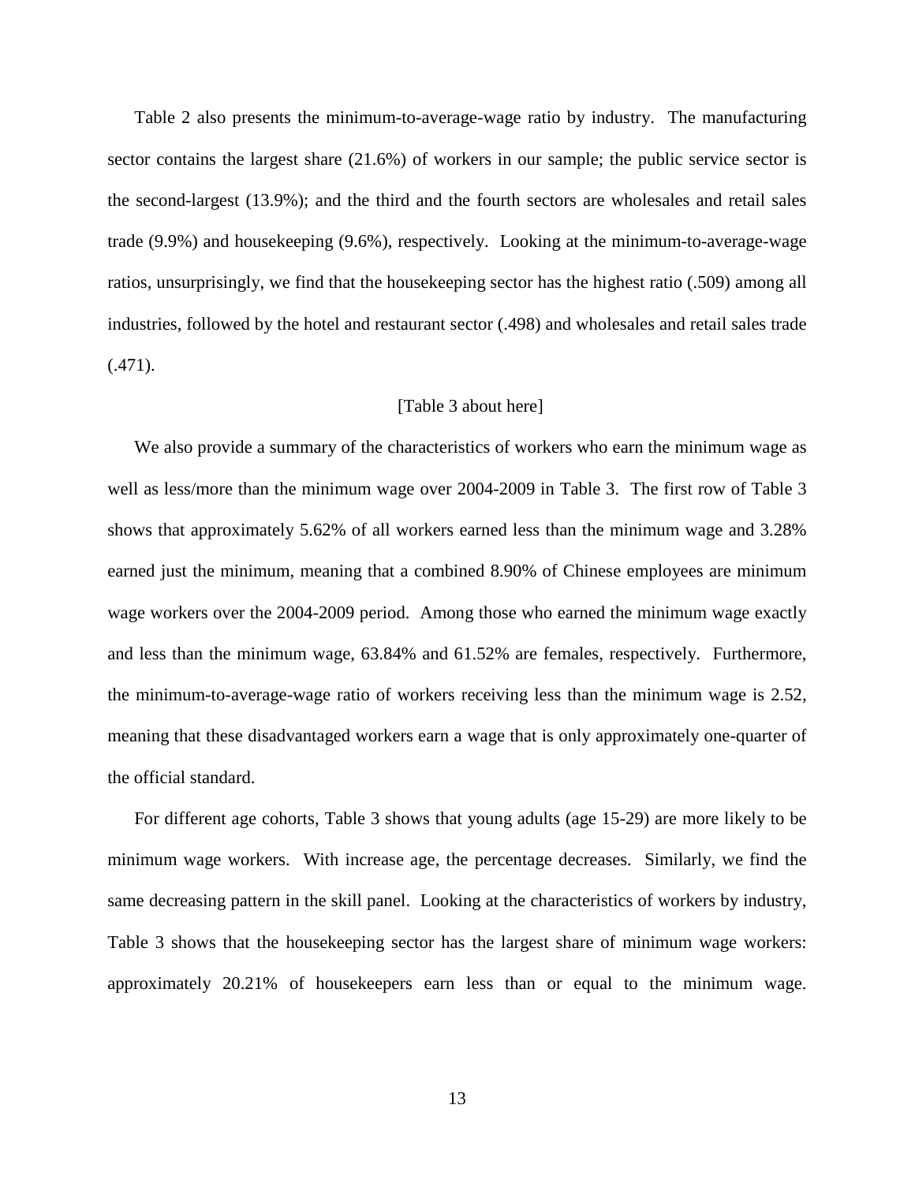Table 2 also presents the minimum-to-average-wage ratio by industry. The manufacturing sector contains the largest share (21.6%) of workers in our sample; the public service sector is the second-largest (13.9%); and the third and the fourth sectors are wholesales and retail sales trade (9.9%) and housekeeping (9.6%), respectively. Looking at the minimum-to-average-wage ratios, unsurprisingly, we find that the housekeeping sector has the highest ratio (.509) among all industries, followed by the hotel and restaurant sector (.498) and wholesales and retail sales trade (.471).

[Table 3 about here]

We also provide a summary of the characteristics of workers who earn the minimum wage as well as less/more than the minimum wage over 2004-2009 in Table 3. The first row of Table 3 shows that approximately 5.62% of all workers earned less than the minimum wage and 3.28% earned just the minimum, meaning that a combined 8.90% of Chinese employees are minimum wage workers over the 2004-2009 period. Among those who earned the minimum wage exactly and less than the minimum wage, 63.84% and 61.52% are females, respectively. Furthermore, the minimum-to-average-wage ratio of workers receiving less than the minimum wage is 2.52, meaning that these disadvantaged workers earn a wage that is only approximately one-quarter of the official standard.

For different age cohorts, Table 3 shows that young adults (age 15-29) are more likely to be minimum wage workers. With increase age, the percentage decreases. Similarly, we find the same decreasing pattern in the skill panel. Looking at the characteristics of workers by industry, Table 3 shows that the housekeeping sector has the largest share of minimum wage workers: approximately 20.21% of housekeepers earn less than or equal to the minimum wage.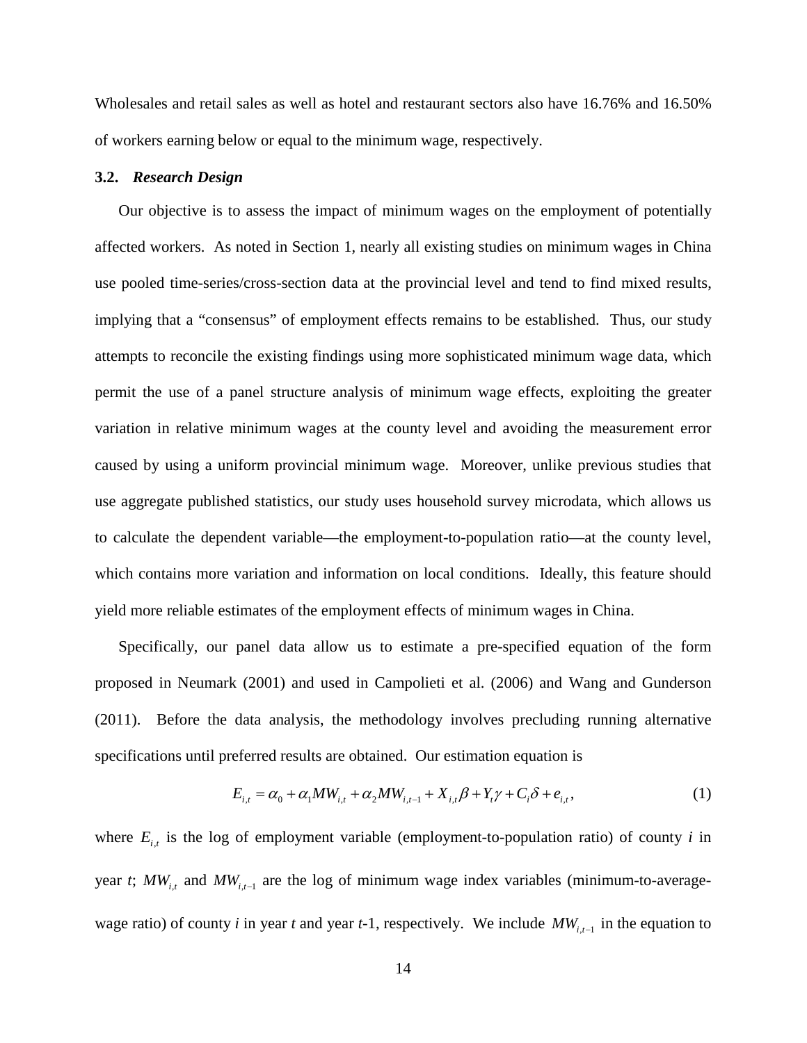Wholesales and retail sales as well as hotel and restaurant sectors also have 16.76% and 16.50% of workers earning below or equal to the minimum wage, respectively.

### 3.2. *Research Design*

Our objective is to assess the impact of minimum wages on the employment of potentially affected workers. As noted in Section 1, nearly all existing studies on minimum wages in China use pooled time-series/cross-section data at the provincial level and tend to find mixed results, implying that a "consensus" of employment effects remains to be established. Thus, our study attempts to reconcile the existing findings using more sophisticated minimum wage data, which permit the use of a panel structure analysis of minimum wage effects, exploiting the greater variation in relative minimum wages at the county level and avoiding the measurement error caused by using a uniform provincial minimum wage. Moreover, unlike previous studies that use aggregate published statistics, our study uses household survey microdata, which allows us to calculate the dependent variable—the employment-to-population ratio—at the county level, which contains more variation and information on local conditions. Ideally, this feature should yield more reliable estimates of the employment effects of minimum wages in China.

Specifically, our panel data allow us to estimate a pre-specified equation of the form proposed in Neumark (2001) and used in Campolieti et al. (2006) and Wang and Gunderson (2011). Before the data analysis, the methodology involves precluding running alternative specifications until preferred results are obtained. Our estimation equation is

$$E_{i,t} = \alpha_0 + \alpha_1 MW_{i,t} + \alpha_2 MW_{i,t-1} + X_{i,t}\beta + Y_t\gamma + C_i\delta + e_{i,t}, \tag{1}$$

where $E_{i,t}$ is the log of employment variable (employment-to-population ratio) of county *i* in year *t*; $MW_{i,t}$ and $MW_{i,t-1}$ are the log of minimum wage index variables (minimum-to-average-wage ratio) of county *i* in year *t* and year *t*-1, respectively. We include $MW_{i,t-1}$ in the equation to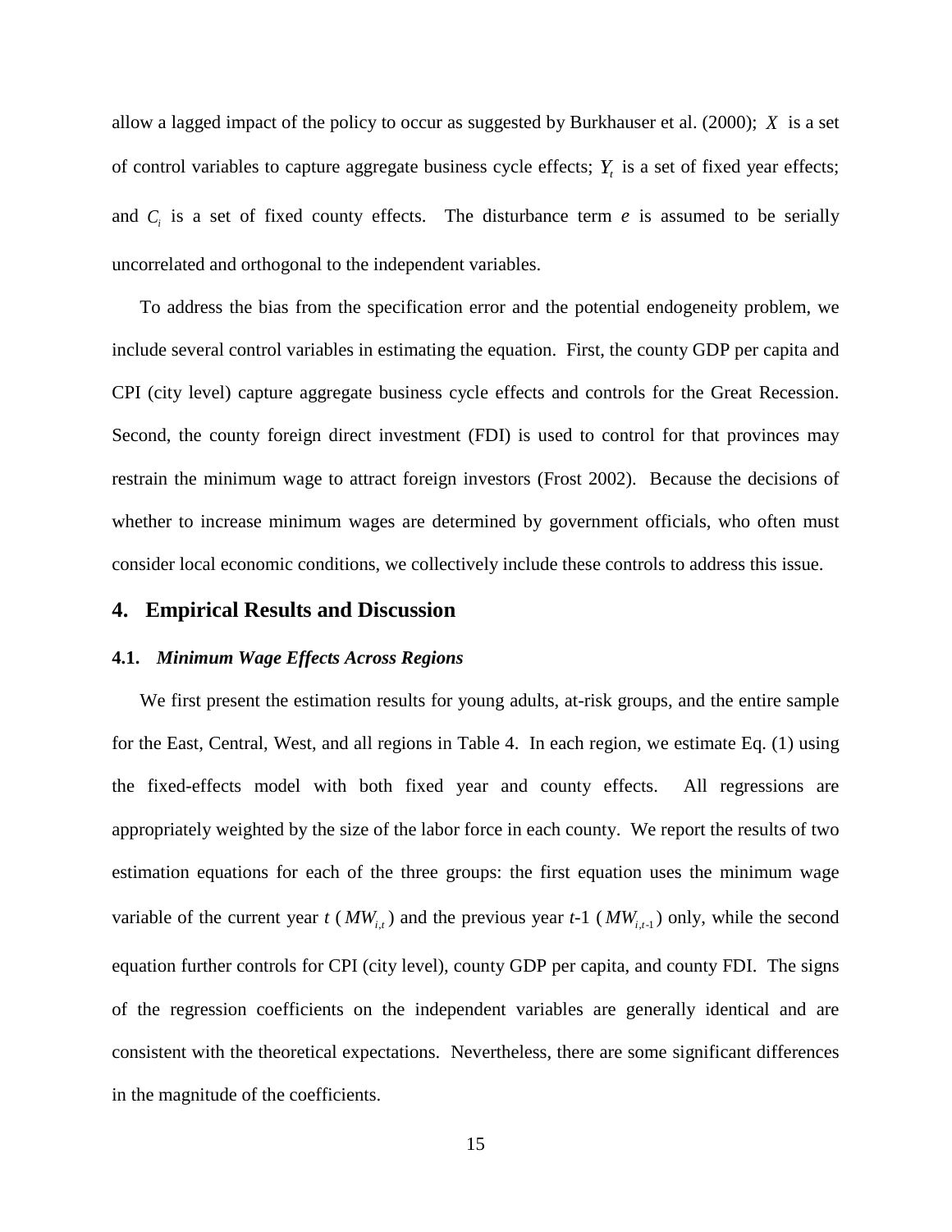allow a lagged impact of the policy to occur as suggested by Burkhauser et al. (2000); $X$ is a set of control variables to capture aggregate business cycle effects; $Y_t$ is a set of fixed year effects; and $C_i$ is a set of fixed county effects. The disturbance term $e$ is assumed to be serially uncorrelated and orthogonal to the independent variables.

To address the bias from the specification error and the potential endogeneity problem, we include several control variables in estimating the equation. First, the county GDP per capita and CPI (city level) capture aggregate business cycle effects and controls for the Great Recession. Second, the county foreign direct investment (FDI) is used to control for that provinces may restrain the minimum wage to attract foreign investors (Frost 2002). Because the decisions of whether to increase minimum wages are determined by government officials, who often must consider local economic conditions, we collectively include these controls to address this issue.

## 4. Empirical Results and Discussion

### 4.1. *Minimum Wage Effects Across Regions*

We first present the estimation results for young adults, at-risk groups, and the entire sample for the East, Central, West, and all regions in Table 4. In each region, we estimate Eq. (1) using the fixed-effects model with both fixed year and county effects. All regressions are appropriately weighted by the size of the labor force in each county. We report the results of two estimation equations for each of the three groups: the first equation uses the minimum wage variable of the current year $t$ ($MW_{i,t}$) and the previous year $t$-1 ($MW_{i,t-1}$) only, while the second equation further controls for CPI (city level), county GDP per capita, and county FDI. The signs of the regression coefficients on the independent variables are generally identical and are consistent with the theoretical expectations. Nevertheless, there are some significant differences in the magnitude of the coefficients.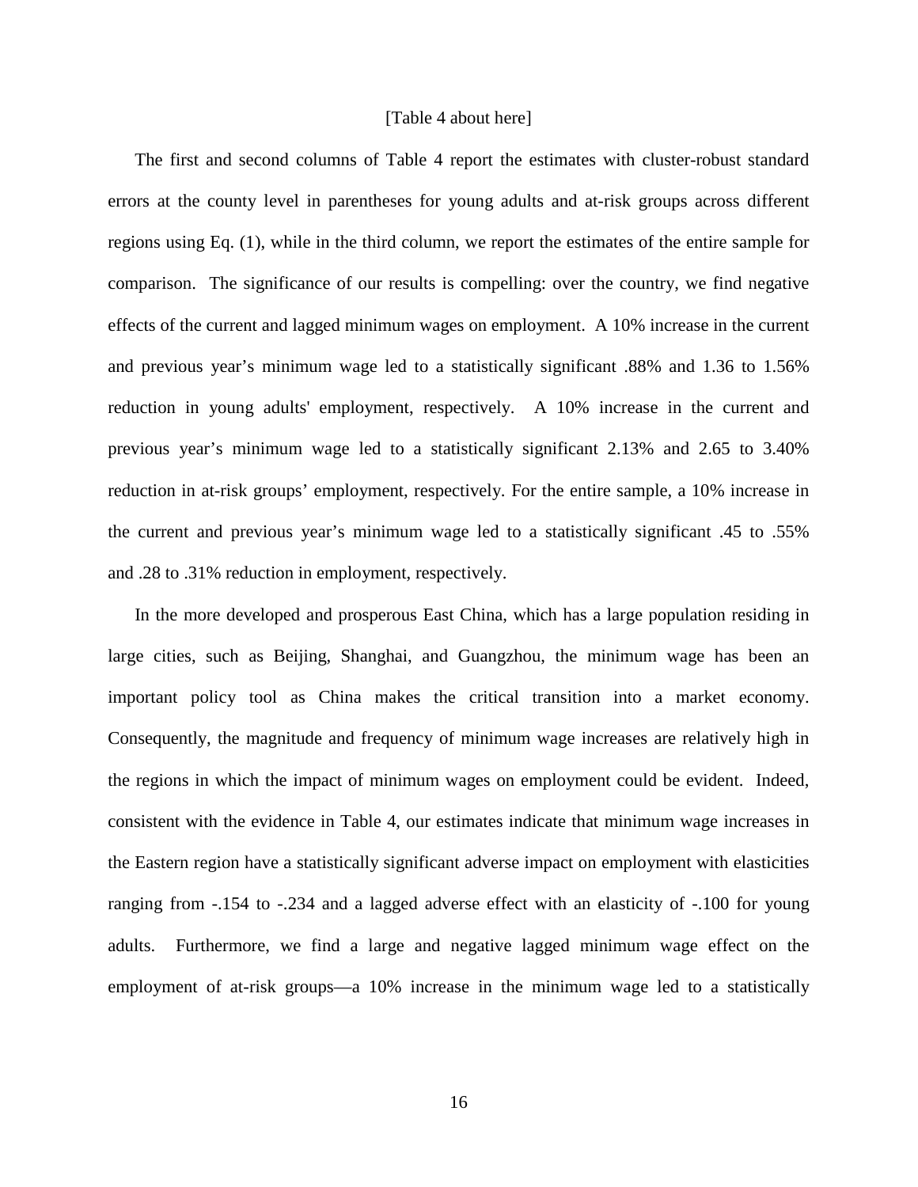[Table 4 about here]

The first and second columns of Table 4 report the estimates with cluster-robust standard errors at the county level in parentheses for young adults and at-risk groups across different regions using Eq. (1), while in the third column, we report the estimates of the entire sample for comparison. The significance of our results is compelling: over the country, we find negative effects of the current and lagged minimum wages on employment. A 10% increase in the current and previous year's minimum wage led to a statistically significant .88% and 1.36 to 1.56% reduction in young adults' employment, respectively. A 10% increase in the current and previous year's minimum wage led to a statistically significant 2.13% and 2.65 to 3.40% reduction in at-risk groups' employment, respectively. For the entire sample, a 10% increase in the current and previous year's minimum wage led to a statistically significant .45 to .55% and .28 to .31% reduction in employment, respectively.

In the more developed and prosperous East China, which has a large population residing in large cities, such as Beijing, Shanghai, and Guangzhou, the minimum wage has been an important policy tool as China makes the critical transition into a market economy. Consequently, the magnitude and frequency of minimum wage increases are relatively high in the regions in which the impact of minimum wages on employment could be evident. Indeed, consistent with the evidence in Table 4, our estimates indicate that minimum wage increases in the Eastern region have a statistically significant adverse impact on employment with elasticities ranging from -.154 to -.234 and a lagged adverse effect with an elasticity of -.100 for young adults. Furthermore, we find a large and negative lagged minimum wage effect on the employment of at-risk groups—a 10% increase in the minimum wage led to a statistically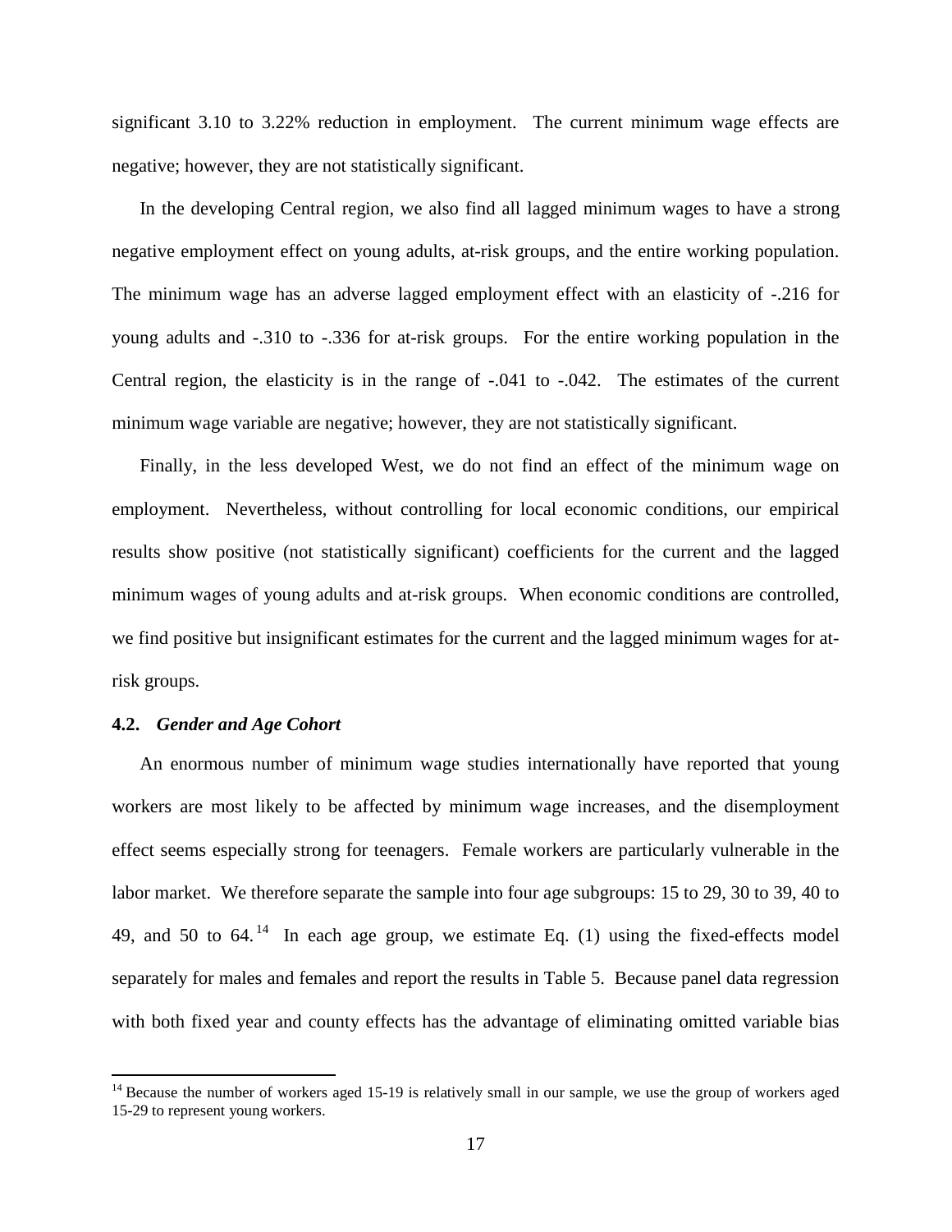significant 3.10 to 3.22% reduction in employment. The current minimum wage effects are negative; however, they are not statistically significant.

In the developing Central region, we also find all lagged minimum wages to have a strong negative employment effect on young adults, at-risk groups, and the entire working population. The minimum wage has an adverse lagged employment effect with an elasticity of -.216 for young adults and -.310 to -.336 for at-risk groups. For the entire working population in the Central region, the elasticity is in the range of -.041 to -.042. The estimates of the current minimum wage variable are negative; however, they are not statistically significant.

Finally, in the less developed West, we do not find an effect of the minimum wage on employment. Nevertheless, without controlling for local economic conditions, our empirical results show positive (not statistically significant) coefficients for the current and the lagged minimum wages of young adults and at-risk groups. When economic conditions are controlled, we find positive but insignificant estimates for the current and the lagged minimum wages for at-risk groups.

### 4.2. *Gender and Age Cohort*

An enormous number of minimum wage studies internationally have reported that young workers are most likely to be affected by minimum wage increases, and the disemployment effect seems especially strong for teenagers. Female workers are particularly vulnerable in the labor market. We therefore separate the sample into four age subgroups: 15 to 29, 30 to 39, 40 to 49, and 50 to 64.[14] In each age group, we estimate Eq. (1) using the fixed-effects model separately for males and females and report the results in Table 5. Because panel data regression with both fixed year and county effects has the advantage of eliminating omitted variable bias

[14] Because the number of workers aged 15-19 is relatively small in our sample, we use the group of workers aged 15-29 to represent young workers.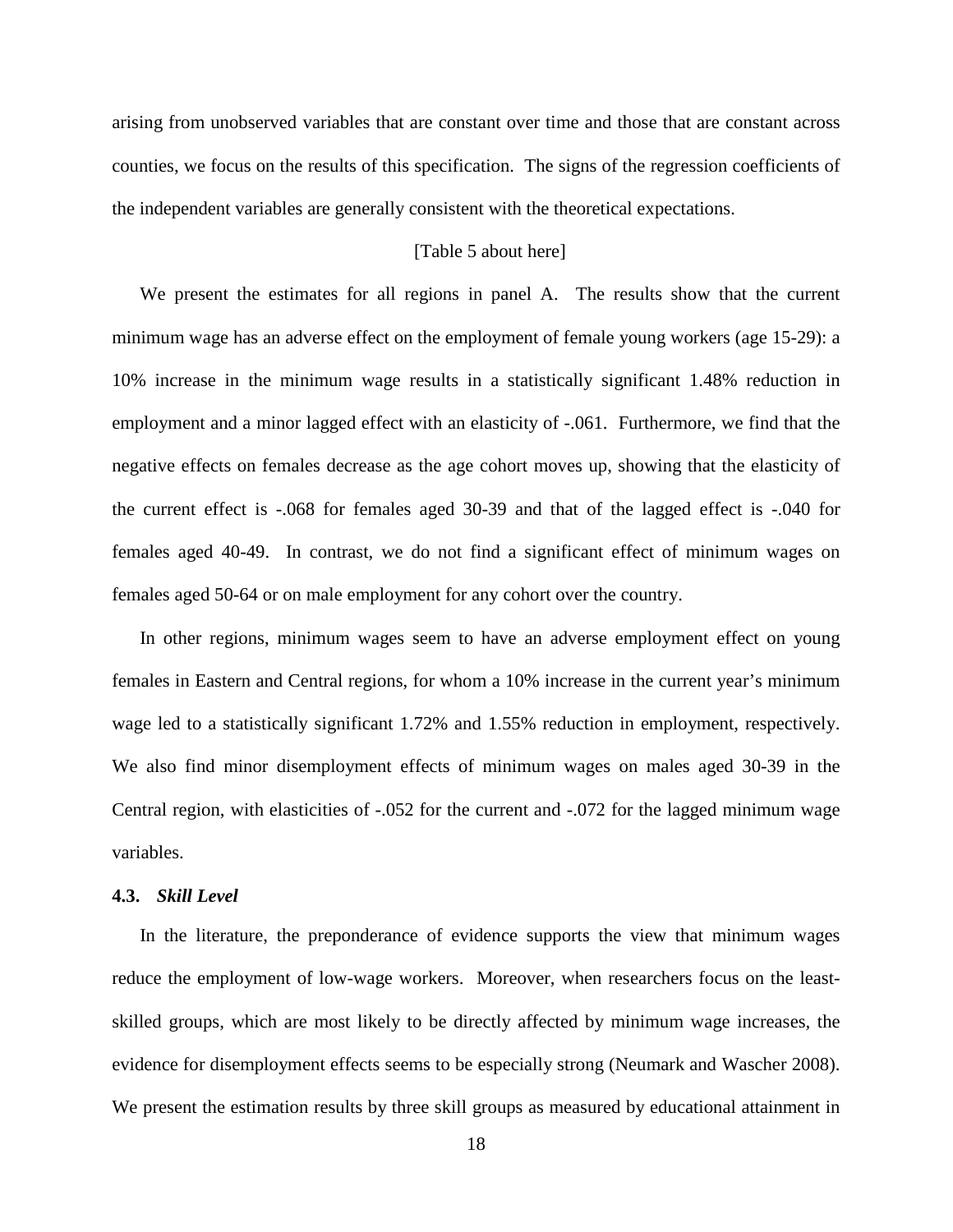arising from unobserved variables that are constant over time and those that are constant across counties, we focus on the results of this specification. The signs of the regression coefficients of the independent variables are generally consistent with the theoretical expectations.

[Table 5 about here]

We present the estimates for all regions in panel A. The results show that the current minimum wage has an adverse effect on the employment of female young workers (age 15-29): a 10% increase in the minimum wage results in a statistically significant 1.48% reduction in employment and a minor lagged effect with an elasticity of -.061. Furthermore, we find that the negative effects on females decrease as the age cohort moves up, showing that the elasticity of the current effect is -.068 for females aged 30-39 and that of the lagged effect is -.040 for females aged 40-49. In contrast, we do not find a significant effect of minimum wages on females aged 50-64 or on male employment for any cohort over the country.

In other regions, minimum wages seem to have an adverse employment effect on young females in Eastern and Central regions, for whom a 10% increase in the current year's minimum wage led to a statistically significant 1.72% and 1.55% reduction in employment, respectively. We also find minor disemployment effects of minimum wages on males aged 30-39 in the Central region, with elasticities of -.052 for the current and -.072 for the lagged minimum wage variables.

### 4.3. *Skill Level*

In the literature, the preponderance of evidence supports the view that minimum wages reduce the employment of low-wage workers. Moreover, when researchers focus on the least-skilled groups, which are most likely to be directly affected by minimum wage increases, the evidence for disemployment effects seems to be especially strong (Neumark and Wascher 2008). We present the estimation results by three skill groups as measured by educational attainment in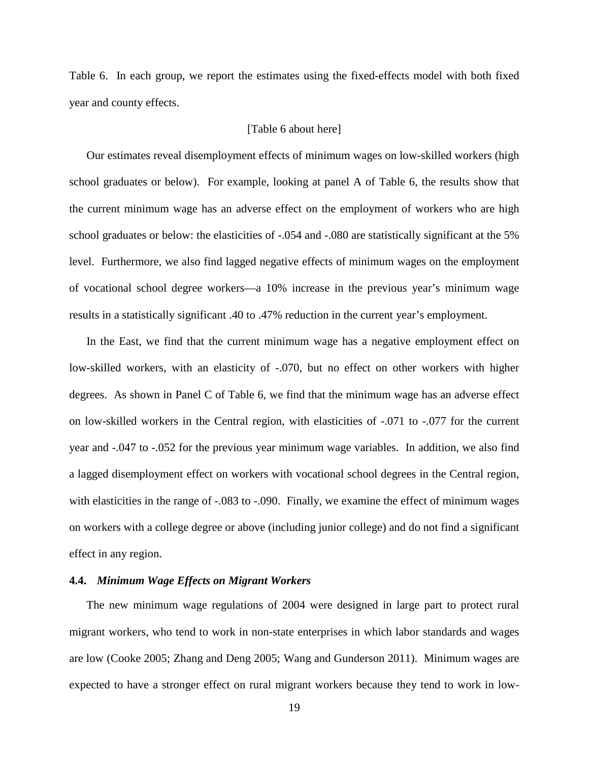Table 6. In each group, we report the estimates using the fixed-effects model with both fixed year and county effects.

[Table 6 about here]

Our estimates reveal disemployment effects of minimum wages on low-skilled workers (high school graduates or below). For example, looking at panel A of Table 6, the results show that the current minimum wage has an adverse effect on the employment of workers who are high school graduates or below: the elasticities of -.054 and -.080 are statistically significant at the 5% level. Furthermore, we also find lagged negative effects of minimum wages on the employment of vocational school degree workers—a 10% increase in the previous year's minimum wage results in a statistically significant .40 to .47% reduction in the current year's employment.

In the East, we find that the current minimum wage has a negative employment effect on low-skilled workers, with an elasticity of -.070, but no effect on other workers with higher degrees. As shown in Panel C of Table 6, we find that the minimum wage has an adverse effect on low-skilled workers in the Central region, with elasticities of -.071 to -.077 for the current year and -.047 to -.052 for the previous year minimum wage variables. In addition, we also find a lagged disemployment effect on workers with vocational school degrees in the Central region, with elasticities in the range of -.083 to -.090. Finally, we examine the effect of minimum wages on workers with a college degree or above (including junior college) and do not find a significant effect in any region.

### 4.4. *Minimum Wage Effects on Migrant Workers*

The new minimum wage regulations of 2004 were designed in large part to protect rural migrant workers, who tend to work in non-state enterprises in which labor standards and wages are low (Cooke 2005; Zhang and Deng 2005; Wang and Gunderson 2011). Minimum wages are expected to have a stronger effect on rural migrant workers because they tend to work in low-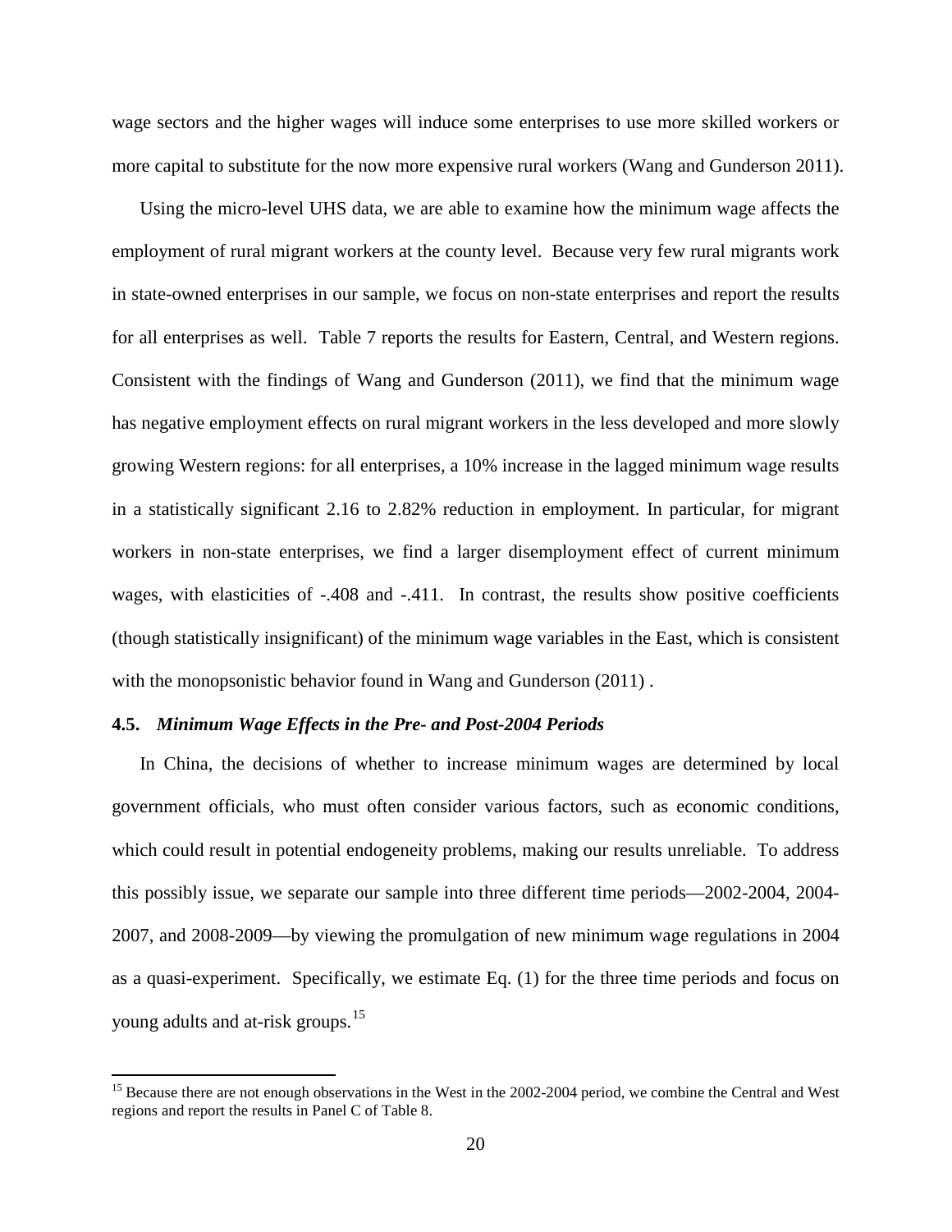wage sectors and the higher wages will induce some enterprises to use more skilled workers or more capital to substitute for the now more expensive rural workers (Wang and Gunderson 2011).

Using the micro-level UHS data, we are able to examine how the minimum wage affects the employment of rural migrant workers at the county level. Because very few rural migrants work in state-owned enterprises in our sample, we focus on non-state enterprises and report the results for all enterprises as well. Table 7 reports the results for Eastern, Central, and Western regions. Consistent with the findings of Wang and Gunderson (2011), we find that the minimum wage has negative employment effects on rural migrant workers in the less developed and more slowly growing Western regions: for all enterprises, a 10% increase in the lagged minimum wage results in a statistically significant 2.16 to 2.82% reduction in employment. In particular, for migrant workers in non-state enterprises, we find a larger disemployment effect of current minimum wages, with elasticities of -.408 and -.411. In contrast, the results show positive coefficients (though statistically insignificant) of the minimum wage variables in the East, which is consistent with the monopsonistic behavior found in Wang and Gunderson (2011) .

### 4.5. *Minimum Wage Effects in the Pre- and Post-2004 Periods*

In China, the decisions of whether to increase minimum wages are determined by local government officials, who must often consider various factors, such as economic conditions, which could result in potential endogeneity problems, making our results unreliable. To address this possibly issue, we separate our sample into three different time periods—2002-2004, 2004-2007, and 2008-2009—by viewing the promulgation of new minimum wage regulations in 2004 as a quasi-experiment. Specifically, we estimate Eq. (1) for the three time periods and focus on young adults and at-risk groups.[15]

[15] Because there are not enough observations in the West in the 2002-2004 period, we combine the Central and West regions and report the results in Panel C of Table 8.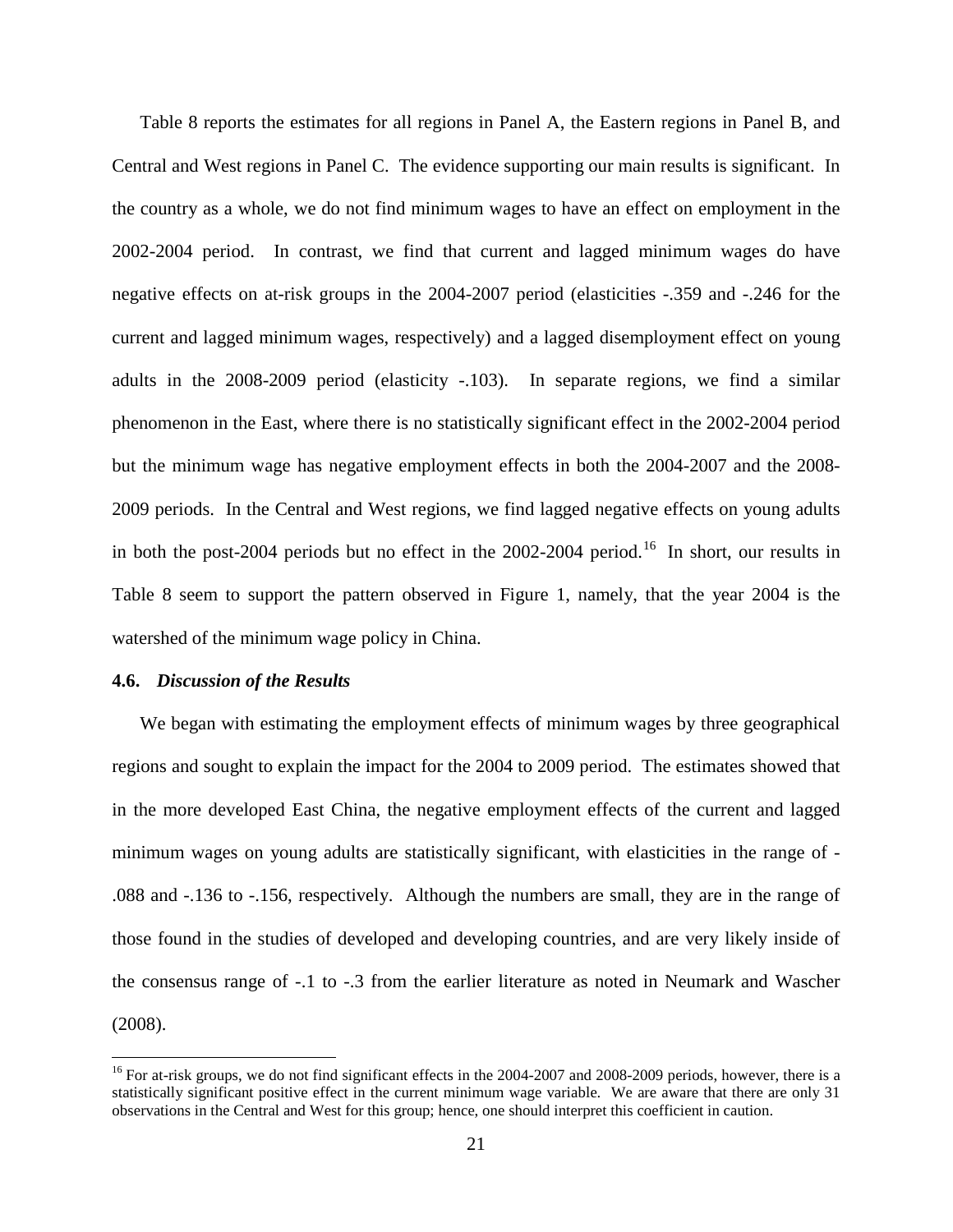Table 8 reports the estimates for all regions in Panel A, the Eastern regions in Panel B, and Central and West regions in Panel C. The evidence supporting our main results is significant. In the country as a whole, we do not find minimum wages to have an effect on employment in the 2002-2004 period. In contrast, we find that current and lagged minimum wages do have negative effects on at-risk groups in the 2004-2007 period (elasticities -.359 and -.246 for the current and lagged minimum wages, respectively) and a lagged disemployment effect on young adults in the 2008-2009 period (elasticity -.103). In separate regions, we find a similar phenomenon in the East, where there is no statistically significant effect in the 2002-2004 period but the minimum wage has negative employment effects in both the 2004-2007 and the 2008-2009 periods. In the Central and West regions, we find lagged negative effects on young adults in both the post-2004 periods but no effect in the 2002-2004 period.[16] In short, our results in Table 8 seem to support the pattern observed in Figure 1, namely, that the year 2004 is the watershed of the minimum wage policy in China.

### 4.6. *Discussion of the Results*

We began with estimating the employment effects of minimum wages by three geographical regions and sought to explain the impact for the 2004 to 2009 period. The estimates showed that in the more developed East China, the negative employment effects of the current and lagged minimum wages on young adults are statistically significant, with elasticities in the range of -.088 and -.136 to -.156, respectively. Although the numbers are small, they are in the range of those found in the studies of developed and developing countries, and are very likely inside of the consensus range of -.1 to -.3 from the earlier literature as noted in Neumark and Wascher (2008).

[16] For at-risk groups, we do not find significant effects in the 2004-2007 and 2008-2009 periods, however, there is a statistically significant positive effect in the current minimum wage variable. We are aware that there are only 31 observations in the Central and West for this group; hence, one should interpret this coefficient in caution.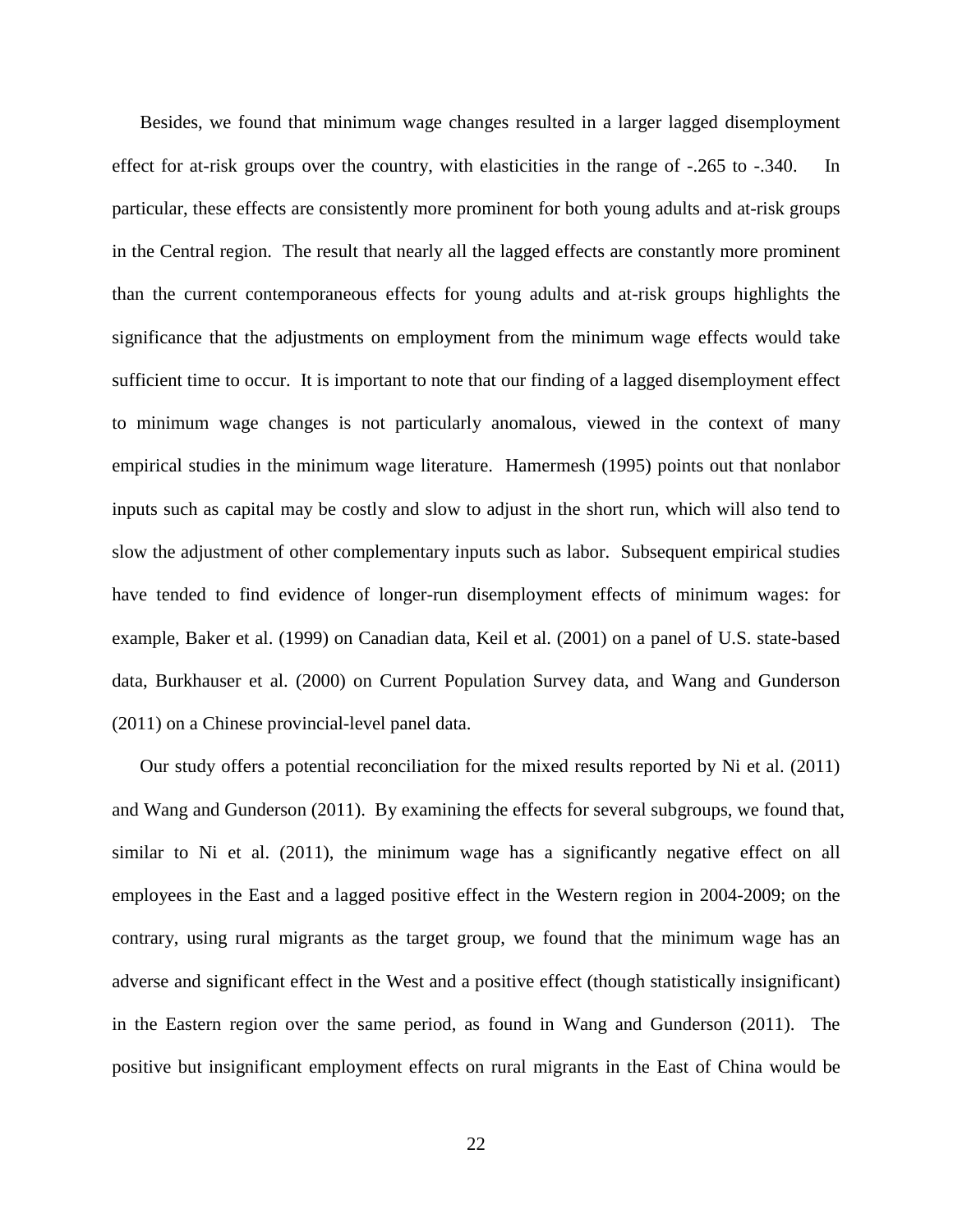Besides, we found that minimum wage changes resulted in a larger lagged disemployment effect for at-risk groups over the country, with elasticities in the range of -.265 to -.340. In particular, these effects are consistently more prominent for both young adults and at-risk groups in the Central region. The result that nearly all the lagged effects are constantly more prominent than the current contemporaneous effects for young adults and at-risk groups highlights the significance that the adjustments on employment from the minimum wage effects would take sufficient time to occur. It is important to note that our finding of a lagged disemployment effect to minimum wage changes is not particularly anomalous, viewed in the context of many empirical studies in the minimum wage literature. Hamermesh (1995) points out that nonlabor inputs such as capital may be costly and slow to adjust in the short run, which will also tend to slow the adjustment of other complementary inputs such as labor. Subsequent empirical studies have tended to find evidence of longer-run disemployment effects of minimum wages: for example, Baker et al. (1999) on Canadian data, Keil et al. (2001) on a panel of U.S. state-based data, Burkhauser et al. (2000) on Current Population Survey data, and Wang and Gunderson (2011) on a Chinese provincial-level panel data.

Our study offers a potential reconciliation for the mixed results reported by Ni et al. (2011) and Wang and Gunderson (2011). By examining the effects for several subgroups, we found that, similar to Ni et al. (2011), the minimum wage has a significantly negative effect on all employees in the East and a lagged positive effect in the Western region in 2004-2009; on the contrary, using rural migrants as the target group, we found that the minimum wage has an adverse and significant effect in the West and a positive effect (though statistically insignificant) in the Eastern region over the same period, as found in Wang and Gunderson (2011). The positive but insignificant employment effects on rural migrants in the East of China would be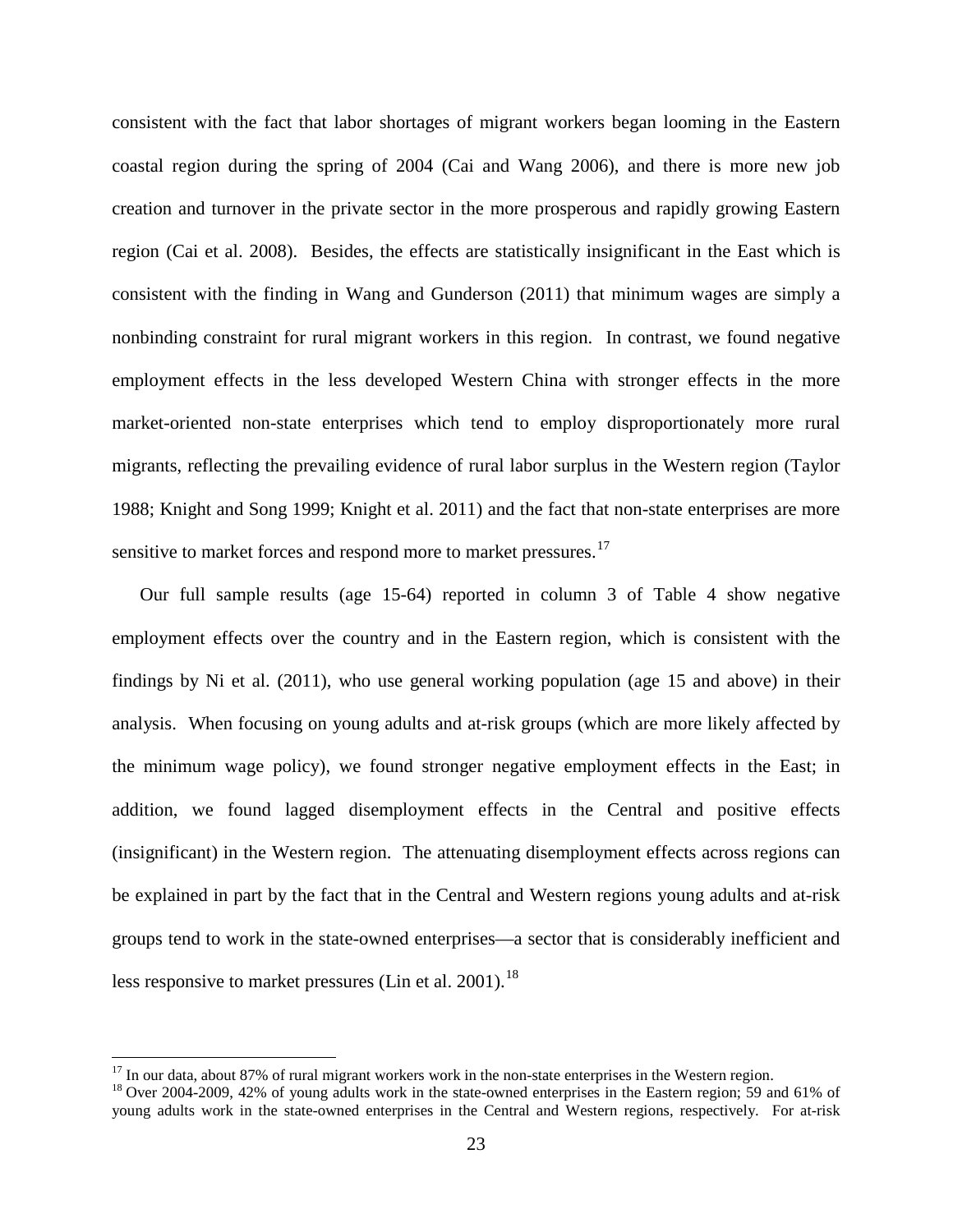consistent with the fact that labor shortages of migrant workers began looming in the Eastern coastal region during the spring of 2004 (Cai and Wang 2006), and there is more new job creation and turnover in the private sector in the more prosperous and rapidly growing Eastern region (Cai et al. 2008). Besides, the effects are statistically insignificant in the East which is consistent with the finding in Wang and Gunderson (2011) that minimum wages are simply a nonbinding constraint for rural migrant workers in this region. In contrast, we found negative employment effects in the less developed Western China with stronger effects in the more market-oriented non-state enterprises which tend to employ disproportionately more rural migrants, reflecting the prevailing evidence of rural labor surplus in the Western region (Taylor 1988; Knight and Song 1999; Knight et al. 2011) and the fact that non-state enterprises are more sensitive to market forces and respond more to market pressures.[17]

Our full sample results (age 15-64) reported in column 3 of Table 4 show negative employment effects over the country and in the Eastern region, which is consistent with the findings by Ni et al. (2011), who use general working population (age 15 and above) in their analysis. When focusing on young adults and at-risk groups (which are more likely affected by the minimum wage policy), we found stronger negative employment effects in the East; in addition, we found lagged disemployment effects in the Central and positive effects (insignificant) in the Western region. The attenuating disemployment effects across regions can be explained in part by the fact that in the Central and Western regions young adults and at-risk groups tend to work in the state-owned enterprises—a sector that is considerably inefficient and less responsive to market pressures (Lin et al. 2001).[18]

[17] In our data, about 87% of rural migrant workers work in the non-state enterprises in the Western region.

[18] Over 2004-2009, 42% of young adults work in the state-owned enterprises in the Eastern region; 59 and 61% of young adults work in the state-owned enterprises in the Central and Western regions, respectively. For at-risk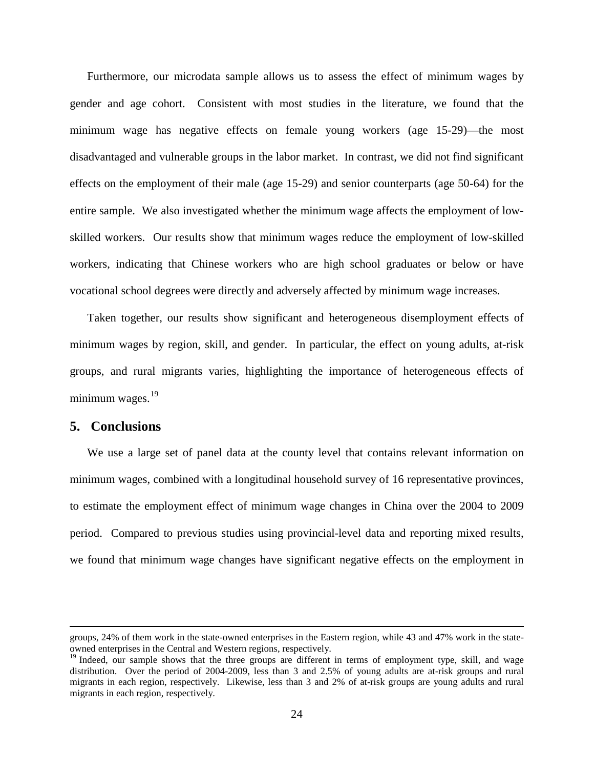Furthermore, our microdata sample allows us to assess the effect of minimum wages by gender and age cohort. Consistent with most studies in the literature, we found that the minimum wage has negative effects on female young workers (age 15-29)—the most disadvantaged and vulnerable groups in the labor market. In contrast, we did not find significant effects on the employment of their male (age 15-29) and senior counterparts (age 50-64) for the entire sample. We also investigated whether the minimum wage affects the employment of low-skilled workers. Our results show that minimum wages reduce the employment of low-skilled workers, indicating that Chinese workers who are high school graduates or below or have vocational school degrees were directly and adversely affected by minimum wage increases.

Taken together, our results show significant and heterogeneous disemployment effects of minimum wages by region, skill, and gender. In particular, the effect on young adults, at-risk groups, and rural migrants varies, highlighting the importance of heterogeneous effects of minimum wages.[19]

## 5. Conclusions

We use a large set of panel data at the county level that contains relevant information on minimum wages, combined with a longitudinal household survey of 16 representative provinces, to estimate the employment effect of minimum wage changes in China over the 2004 to 2009 period. Compared to previous studies using provincial-level data and reporting mixed results, we found that minimum wage changes have significant negative effects on the employment in

---

groups, 24% of them work in the state-owned enterprises in the Eastern region, while 43 and 47% work in the state-owned enterprises in the Central and Western regions, respectively.

[19] Indeed, our sample shows that the three groups are different in terms of employment type, skill, and wage distribution. Over the period of 2004-2009, less than 3 and 2.5% of young adults are at-risk groups and rural migrants in each region, respectively. Likewise, less than 3 and 2% of at-risk groups are young adults and rural migrants in each region, respectively.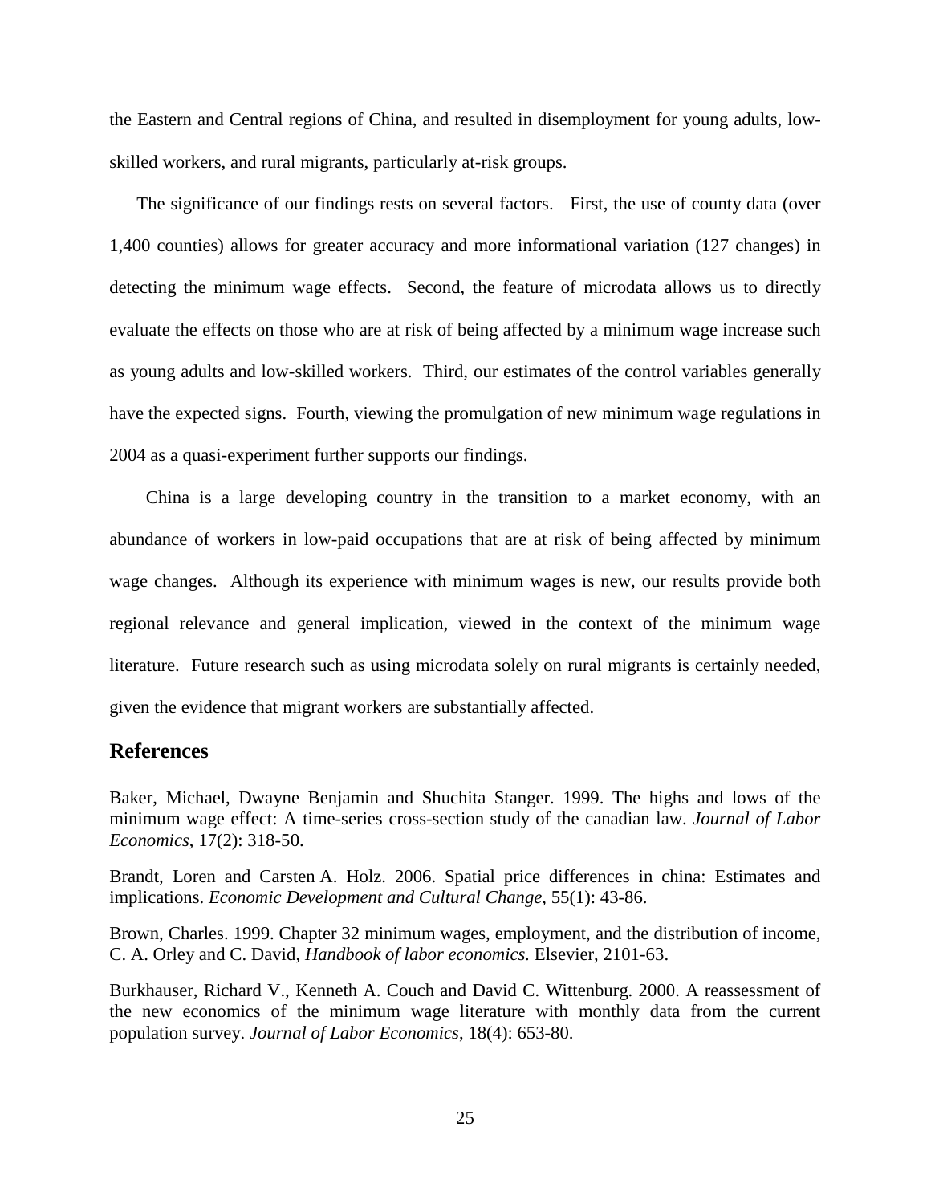the Eastern and Central regions of China, and resulted in disemployment for young adults, low-skilled workers, and rural migrants, particularly at-risk groups.

The significance of our findings rests on several factors. First, the use of county data (over 1,400 counties) allows for greater accuracy and more informational variation (127 changes) in detecting the minimum wage effects. Second, the feature of microdata allows us to directly evaluate the effects on those who are at risk of being affected by a minimum wage increase such as young adults and low-skilled workers. Third, our estimates of the control variables generally have the expected signs. Fourth, viewing the promulgation of new minimum wage regulations in 2004 as a quasi-experiment further supports our findings.

China is a large developing country in the transition to a market economy, with an abundance of workers in low-paid occupations that are at risk of being affected by minimum wage changes. Although its experience with minimum wages is new, our results provide both regional relevance and general implication, viewed in the context of the minimum wage literature. Future research such as using microdata solely on rural migrants is certainly needed, given the evidence that migrant workers are substantially affected.

## References

Baker, Michael, Dwayne Benjamin and Shuchita Stanger. 1999. The highs and lows of the minimum wage effect: A time-series cross-section study of the canadian law. *Journal of Labor Economics*, 17(2): 318-50.

Brandt, Loren and Carsten A. Holz. 2006. Spatial price differences in china: Estimates and implications. *Economic Development and Cultural Change*, 55(1): 43-86.

Brown, Charles. 1999. Chapter 32 minimum wages, employment, and the distribution of income, C. A. Orley and C. David, *Handbook of labor economics.* Elsevier, 2101-63.

Burkhauser, Richard V., Kenneth A. Couch and David C. Wittenburg. 2000. A reassessment of the new economics of the minimum wage literature with monthly data from the current population survey. *Journal of Labor Economics*, 18(4): 653-80.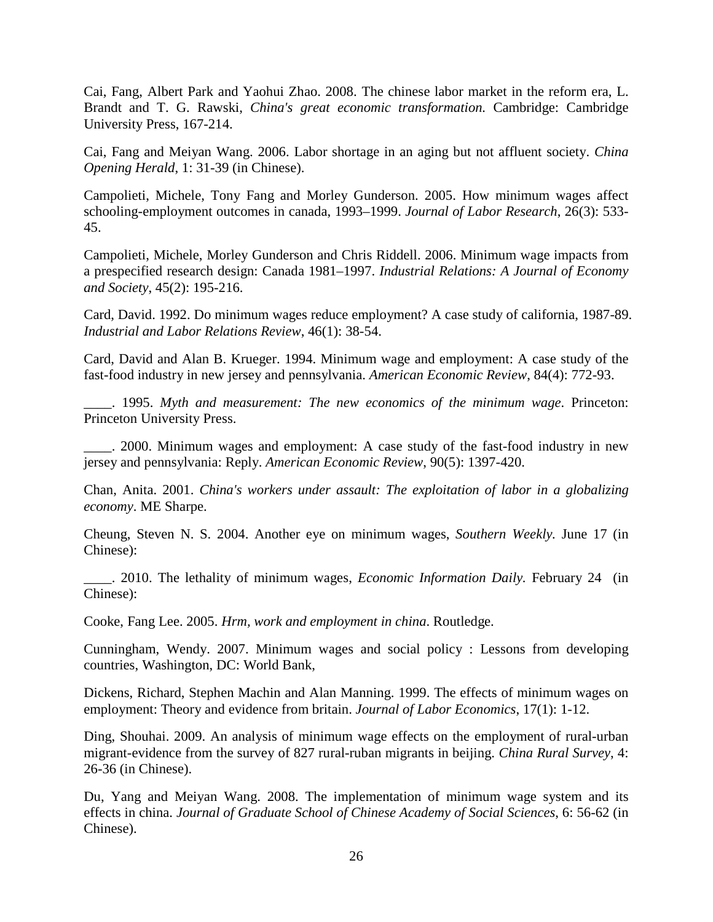Cai, Fang, Albert Park and Yaohui Zhao. 2008. The chinese labor market in the reform era, L. Brandt and T. G. Rawski, *China's great economic transformation.* Cambridge: Cambridge University Press, 167-214.

Cai, Fang and Meiyan Wang. 2006. Labor shortage in an aging but not affluent society. *China Opening Herald*, 1: 31-39 (in Chinese).

Campolieti, Michele, Tony Fang and Morley Gunderson. 2005. How minimum wages affect schooling-employment outcomes in canada, 1993–1999. *Journal of Labor Research*, 26(3): 533-45.

Campolieti, Michele, Morley Gunderson and Chris Riddell. 2006. Minimum wage impacts from a prespecified research design: Canada 1981–1997. *Industrial Relations: A Journal of Economy and Society*, 45(2): 195-216.

Card, David. 1992. Do minimum wages reduce employment? A case study of california, 1987-89. *Industrial and Labor Relations Review*, 46(1): 38-54.

Card, David and Alan B. Krueger. 1994. Minimum wage and employment: A case study of the fast-food industry in new jersey and pennsylvania. *American Economic Review*, 84(4): 772-93.

____. 1995. *Myth and measurement: The new economics of the minimum wage*. Princeton: Princeton University Press.

____. 2000. Minimum wages and employment: A case study of the fast-food industry in new jersey and pennsylvania: Reply. *American Economic Review*, 90(5): 1397-420.

Chan, Anita. 2001. *China's workers under assault: The exploitation of labor in a globalizing economy*. ME Sharpe.

Cheung, Steven N. S. 2004. Another eye on minimum wages, *Southern Weekly.* June 17 (in Chinese):

____. 2010. The lethality of minimum wages, *Economic Information Daily.* February 24 (in Chinese):

Cooke, Fang Lee. 2005. *Hrm, work and employment in china*. Routledge.

Cunningham, Wendy. 2007. Minimum wages and social policy : Lessons from developing countries, Washington, DC: World Bank,

Dickens, Richard, Stephen Machin and Alan Manning. 1999. The effects of minimum wages on employment: Theory and evidence from britain. *Journal of Labor Economics*, 17(1): 1-12.

Ding, Shouhai. 2009. An analysis of minimum wage effects on the employment of rural-urban migrant-evidence from the survey of 827 rural-ruban migrants in beijing. *China Rural Survey*, 4: 26-36 (in Chinese).

Du, Yang and Meiyan Wang. 2008. The implementation of minimum wage system and its effects in china. *Journal of Graduate School of Chinese Academy of Social Sciences*, 6: 56-62 (in Chinese).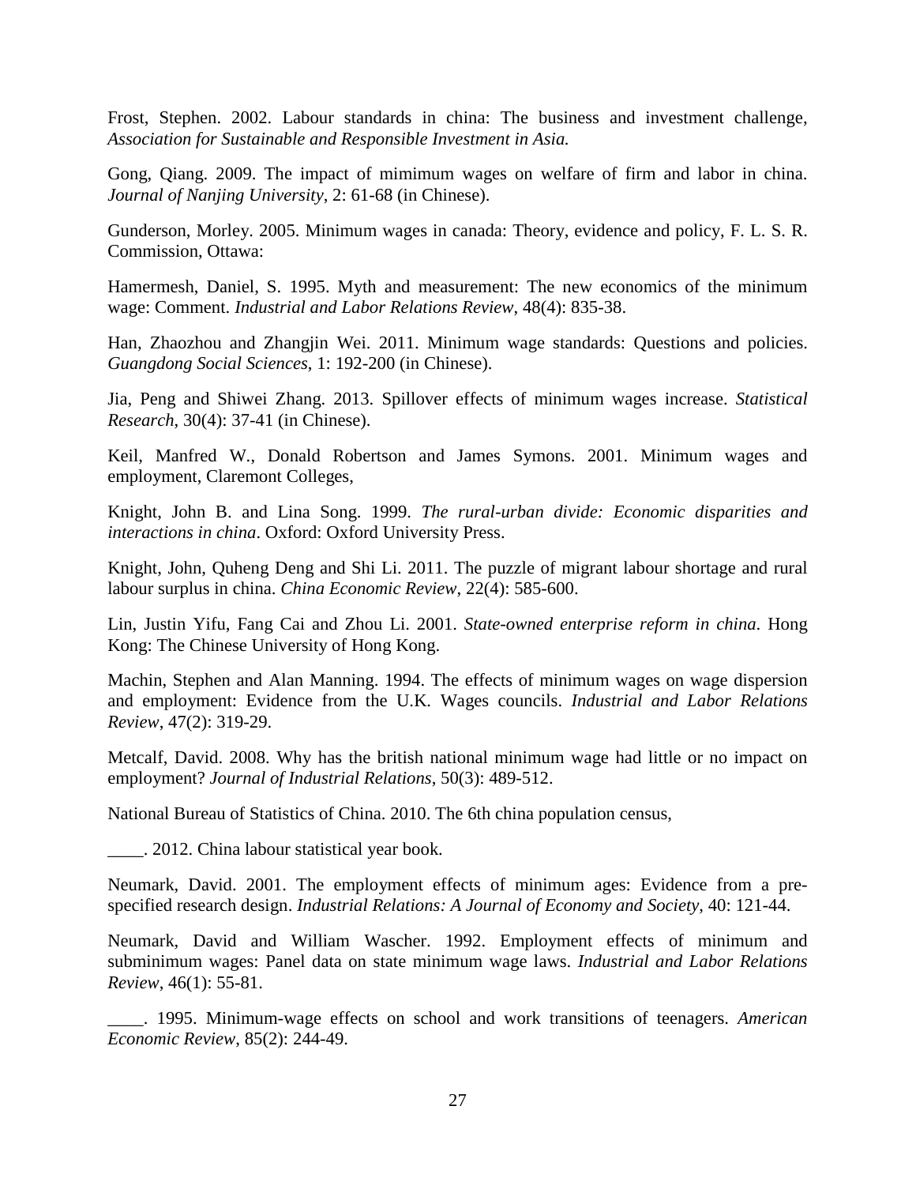Frost, Stephen. 2002. Labour standards in china: The business and investment challenge, *Association for Sustainable and Responsible Investment in Asia.*

Gong, Qiang. 2009. The impact of mimimum wages on welfare of firm and labor in china. *Journal of Nanjing University*, 2: 61-68 (in Chinese).

Gunderson, Morley. 2005. Minimum wages in canada: Theory, evidence and policy, F. L. S. R. Commission, Ottawa:

Hamermesh, Daniel, S. 1995. Myth and measurement: The new economics of the minimum wage: Comment. *Industrial and Labor Relations Review*, 48(4): 835-38.

Han, Zhaozhou and Zhangjin Wei. 2011. Minimum wage standards: Questions and policies. *Guangdong Social Sciences*, 1: 192-200 (in Chinese).

Jia, Peng and Shiwei Zhang. 2013. Spillover effects of minimum wages increase. *Statistical Research*, 30(4): 37-41 (in Chinese).

Keil, Manfred W., Donald Robertson and James Symons. 2001. Minimum wages and employment, Claremont Colleges,

Knight, John B. and Lina Song. 1999. *The rural-urban divide: Economic disparities and interactions in china*. Oxford: Oxford University Press.

Knight, John, Quheng Deng and Shi Li. 2011. The puzzle of migrant labour shortage and rural labour surplus in china. *China Economic Review*, 22(4): 585-600.

Lin, Justin Yifu, Fang Cai and Zhou Li. 2001. *State-owned enterprise reform in china*. Hong Kong: The Chinese University of Hong Kong.

Machin, Stephen and Alan Manning. 1994. The effects of minimum wages on wage dispersion and employment: Evidence from the U.K. Wages councils. *Industrial and Labor Relations Review*, 47(2): 319-29.

Metcalf, David. 2008. Why has the british national minimum wage had little or no impact on employment? *Journal of Industrial Relations*, 50(3): 489-512.

National Bureau of Statistics of China. 2010. The 6th china population census,

\_\_\_\_. 2012. China labour statistical year book.

Neumark, David. 2001. The employment effects of minimum ages: Evidence from a pre-specified research design. *Industrial Relations: A Journal of Economy and Society*, 40: 121-44.

Neumark, David and William Wascher. 1992. Employment effects of minimum and subminimum wages: Panel data on state minimum wage laws. *Industrial and Labor Relations Review*, 46(1): 55-81.

\_\_\_\_. 1995. Minimum-wage effects on school and work transitions of teenagers. *American Economic Review*, 85(2): 244-49.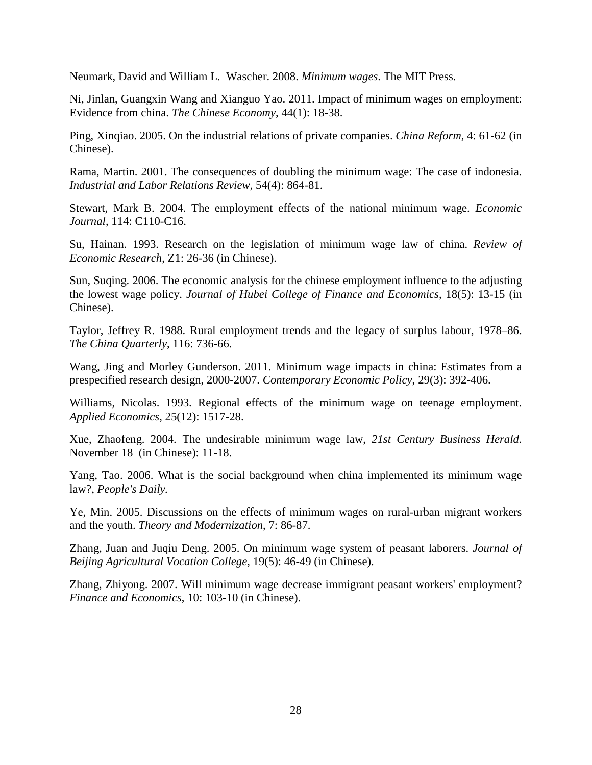Neumark, David and William L. Wascher. 2008. *Minimum wages*. The MIT Press.

Ni, Jinlan, Guangxin Wang and Xianguo Yao. 2011. Impact of minimum wages on employment: Evidence from china. *The Chinese Economy*, 44(1): 18-38.

Ping, Xinqiao. 2005. On the industrial relations of private companies. *China Reform*, 4: 61-62 (in Chinese).

Rama, Martin. 2001. The consequences of doubling the minimum wage: The case of indonesia. *Industrial and Labor Relations Review*, 54(4): 864-81.

Stewart, Mark B. 2004. The employment effects of the national minimum wage. *Economic Journal*, 114: C110-C16.

Su, Hainan. 1993. Research on the legislation of minimum wage law of china. *Review of Economic Research*, Z1: 26-36 (in Chinese).

Sun, Suqing. 2006. The economic analysis for the chinese employment influence to the adjusting the lowest wage policy. *Journal of Hubei College of Finance and Economics*, 18(5): 13-15 (in Chinese).

Taylor, Jeffrey R. 1988. Rural employment trends and the legacy of surplus labour, 1978–86. *The China Quarterly*, 116: 736-66.

Wang, Jing and Morley Gunderson. 2011. Minimum wage impacts in china: Estimates from a prespecified research design, 2000-2007. *Contemporary Economic Policy*, 29(3): 392-406.

Williams, Nicolas. 1993. Regional effects of the minimum wage on teenage employment. *Applied Economics*, 25(12): 1517-28.

Xue, Zhaofeng. 2004. The undesirable minimum wage law, *21st Century Business Herald.* November 18 (in Chinese): 11-18.

Yang, Tao. 2006. What is the social background when china implemented its minimum wage law?, *People's Daily.*

Ye, Min. 2005. Discussions on the effects of minimum wages on rural-urban migrant workers and the youth. *Theory and Modernization*, 7: 86-87.

Zhang, Juan and Juqiu Deng. 2005. On minimum wage system of peasant laborers. *Journal of Beijing Agricultural Vocation College*, 19(5): 46-49 (in Chinese).

Zhang, Zhiyong. 2007. Will minimum wage decrease immigrant peasant workers' employment? *Finance and Economics*, 10: 103-10 (in Chinese).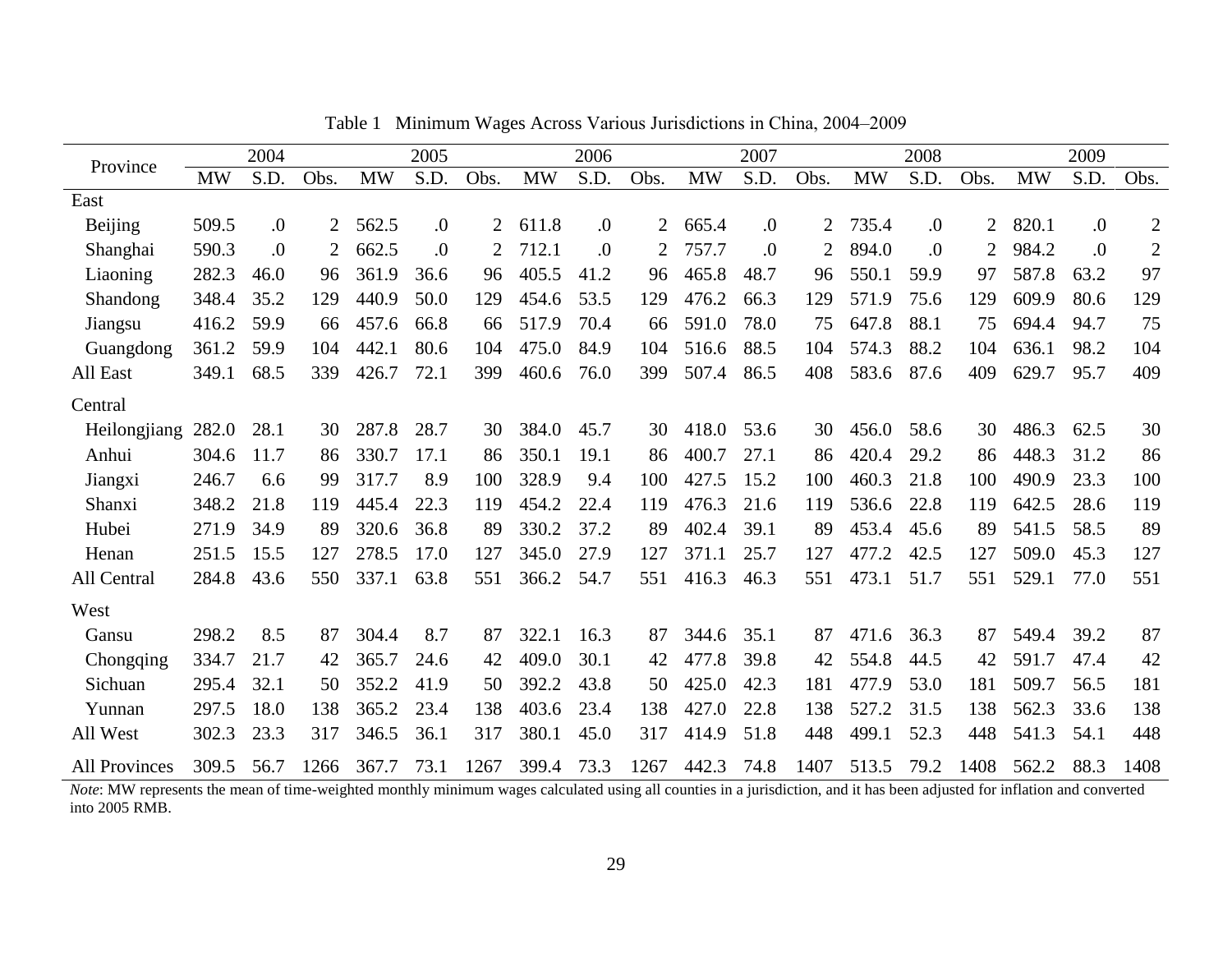Table 1 Minimum Wages Across Various Jurisdictions in China, 2004–2009

| Province | 2004 | | | 2005 | | | 2006 | | | 2007 | | | 2008 | | | 2009 | | |
|---|---|---|---|---|---|---|---|---|---|---|---|---|---|---|---|---|---|---|
| | MW | S.D. | Obs. | MW | S.D. | Obs. | MW | S.D. | Obs. | MW | S.D. | Obs. | MW | S.D. | Obs. | MW | S.D. | Obs. |
| East | | | | | | | | | | | | | | | | | | |
| Beijing | 509.5 | .0 | 2 | 562.5 | .0 | 2 | 611.8 | .0 | 2 | 665.4 | .0 | 2 | 735.4 | .0 | 2 | 820.1 | .0 | 2 |
| Shanghai | 590.3 | .0 | 2 | 662.5 | .0 | 2 | 712.1 | .0 | 2 | 757.7 | .0 | 2 | 894.0 | .0 | 2 | 984.2 | .0 | 2 |
| Liaoning | 282.3 | 46.0 | 96 | 361.9 | 36.6 | 96 | 405.5 | 41.2 | 96 | 465.8 | 48.7 | 96 | 550.1 | 59.9 | 97 | 587.8 | 63.2 | 97 |
| Shandong | 348.4 | 35.2 | 129 | 440.9 | 50.0 | 129 | 454.6 | 53.5 | 129 | 476.2 | 66.3 | 129 | 571.9 | 75.6 | 129 | 609.9 | 80.6 | 129 |
| Jiangsu | 416.2 | 59.9 | 66 | 457.6 | 66.8 | 66 | 517.9 | 70.4 | 66 | 591.0 | 78.0 | 75 | 647.8 | 88.1 | 75 | 694.4 | 94.7 | 75 |
| Guangdong | 361.2 | 59.9 | 104 | 442.1 | 80.6 | 104 | 475.0 | 84.9 | 104 | 516.6 | 88.5 | 104 | 574.3 | 88.2 | 104 | 636.1 | 98.2 | 104 |
| All East | 349.1 | 68.5 | 339 | 426.7 | 72.1 | 399 | 460.6 | 76.0 | 399 | 507.4 | 86.5 | 408 | 583.6 | 87.6 | 409 | 629.7 | 95.7 | 409 |
| Central | | | | | | | | | | | | | | | | | | |
| Heilongjiang | 282.0 | 28.1 | 30 | 287.8 | 28.7 | 30 | 384.0 | 45.7 | 30 | 418.0 | 53.6 | 30 | 456.0 | 58.6 | 30 | 486.3 | 62.5 | 30 |
| Anhui | 304.6 | 11.7 | 86 | 330.7 | 17.1 | 86 | 350.1 | 19.1 | 86 | 400.7 | 27.1 | 86 | 420.4 | 29.2 | 86 | 448.3 | 31.2 | 86 |
| Jiangxi | 246.7 | 6.6 | 99 | 317.7 | 8.9 | 100 | 328.9 | 9.4 | 100 | 427.5 | 15.2 | 100 | 460.3 | 21.8 | 100 | 490.9 | 23.3 | 100 |
| Shanxi | 348.2 | 21.8 | 119 | 445.4 | 22.3 | 119 | 454.2 | 22.4 | 119 | 476.3 | 21.6 | 119 | 536.6 | 22.8 | 119 | 642.5 | 28.6 | 119 |
| Hubei | 271.9 | 34.9 | 89 | 320.6 | 36.8 | 89 | 330.2 | 37.2 | 89 | 402.4 | 39.1 | 89 | 453.4 | 45.6 | 89 | 541.5 | 58.5 | 89 |
| Henan | 251.5 | 15.5 | 127 | 278.5 | 17.0 | 127 | 345.0 | 27.9 | 127 | 371.1 | 25.7 | 127 | 477.2 | 42.5 | 127 | 509.0 | 45.3 | 127 |
| All Central | 284.8 | 43.6 | 550 | 337.1 | 63.8 | 551 | 366.2 | 54.7 | 551 | 416.3 | 46.3 | 551 | 473.1 | 51.7 | 551 | 529.1 | 77.0 | 551 |
| West | | | | | | | | | | | | | | | | | | |
| Gansu | 298.2 | 8.5 | 87 | 304.4 | 8.7 | 87 | 322.1 | 16.3 | 87 | 344.6 | 35.1 | 87 | 471.6 | 36.3 | 87 | 549.4 | 39.2 | 87 |
| Chongqing | 334.7 | 21.7 | 42 | 365.7 | 24.6 | 42 | 409.0 | 30.1 | 42 | 477.8 | 39.8 | 42 | 554.8 | 44.5 | 42 | 591.7 | 47.4 | 42 |
| Sichuan | 295.4 | 32.1 | 50 | 352.2 | 41.9 | 50 | 392.2 | 43.8 | 50 | 425.0 | 42.3 | 181 | 477.9 | 53.0 | 181 | 509.7 | 56.5 | 181 |
| Yunnan | 297.5 | 18.0 | 138 | 365.2 | 23.4 | 138 | 403.6 | 23.4 | 138 | 427.0 | 22.8 | 138 | 527.2 | 31.5 | 138 | 562.3 | 33.6 | 138 |
| All West | 302.3 | 23.3 | 317 | 346.5 | 36.1 | 317 | 380.1 | 45.0 | 317 | 414.9 | 51.8 | 448 | 499.1 | 52.3 | 448 | 541.3 | 54.1 | 448 |
| All Provinces | 309.5 | 56.7 | 1266 | 367.7 | 73.1 | 1267 | 399.4 | 73.3 | 1267 | 442.3 | 74.8 | 1407 | 513.5 | 79.2 | 1408 | 562.2 | 88.3 | 1408 |

*Note*: MW represents the mean of time-weighted monthly minimum wages calculated using all counties in a jurisdiction, and it has been adjusted for inflation and converted into 2005 RMB.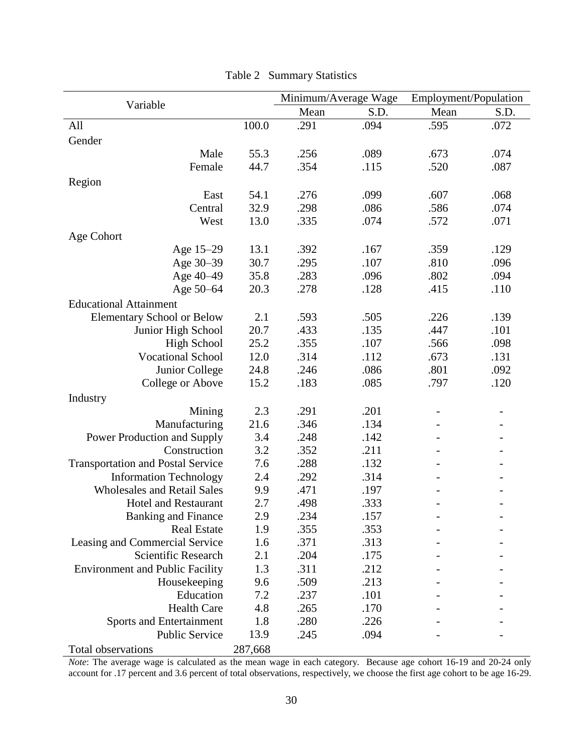Table 2 Summary Statistics

| Variable | | Minimum/Average Wage | | Employment/Population | |
|---|---|---|---|---|---|
| | | Mean | S.D. | Mean | S.D. |
| All | 100.0 | .291 | .094 | .595 | .072 |
| Gender | | | | | |
| Male | 55.3 | .256 | .089 | .673 | .074 |
| Female | 44.7 | .354 | .115 | .520 | .087 |
| Region | | | | | |
| East | 54.1 | .276 | .099 | .607 | .068 |
| Central | 32.9 | .298 | .086 | .586 | .074 |
| West | 13.0 | .335 | .074 | .572 | .071 |
| Age Cohort | | | | | |
| Age 15–29 | 13.1 | .392 | .167 | .359 | .129 |
| Age 30–39 | 30.7 | .295 | .107 | .810 | .096 |
| Age 40–49 | 35.8 | .283 | .096 | .802 | .094 |
| Age 50–64 | 20.3 | .278 | .128 | .415 | .110 |
| Educational Attainment | | | | | |
| Elementary School or Below | 2.1 | .593 | .505 | .226 | .139 |
| Junior High School | 20.7 | .433 | .135 | .447 | .101 |
| High School | 25.2 | .355 | .107 | .566 | .098 |
| Vocational School | 12.0 | .314 | .112 | .673 | .131 |
| Junior College | 24.8 | .246 | .086 | .801 | .092 |
| College or Above | 15.2 | .183 | .085 | .797 | .120 |
| Industry | | | | | |
| Mining | 2.3 | .291 | .201 | - | - |
| Manufacturing | 21.6 | .346 | .134 | - | - |
| Power Production and Supply | 3.4 | .248 | .142 | - | - |
| Construction | 3.2 | .352 | .211 | - | - |
| Transportation and Postal Service | 7.6 | .288 | .132 | - | - |
| Information Technology | 2.4 | .292 | .314 | - | - |
| Wholesales and Retail Sales | 9.9 | .471 | .197 | - | - |
| Hotel and Restaurant | 2.7 | .498 | .333 | - | - |
| Banking and Finance | 2.9 | .234 | .157 | - | - |
| Real Estate | 1.9 | .355 | .353 | - | - |
| Leasing and Commercial Service | 1.6 | .371 | .313 | - | - |
| Scientific Research | 2.1 | .204 | .175 | - | - |
| Environment and Public Facility | 1.3 | .311 | .212 | - | - |
| Housekeeping | 9.6 | .509 | .213 | - | - |
| Education | 7.2 | .237 | .101 | - | - |
| Health Care | 4.8 | .265 | .170 | - | - |
| Sports and Entertainment | 1.8 | .280 | .226 | - | - |
| Public Service | 13.9 | .245 | .094 | - | - |
| Total observations | 287,668 | | | | |

*Note*: The average wage is calculated as the mean wage in each category. Because age cohort 16-19 and 20-24 only account for .17 percent and 3.6 percent of total observations, respectively, we choose the first age cohort to be age 16-29.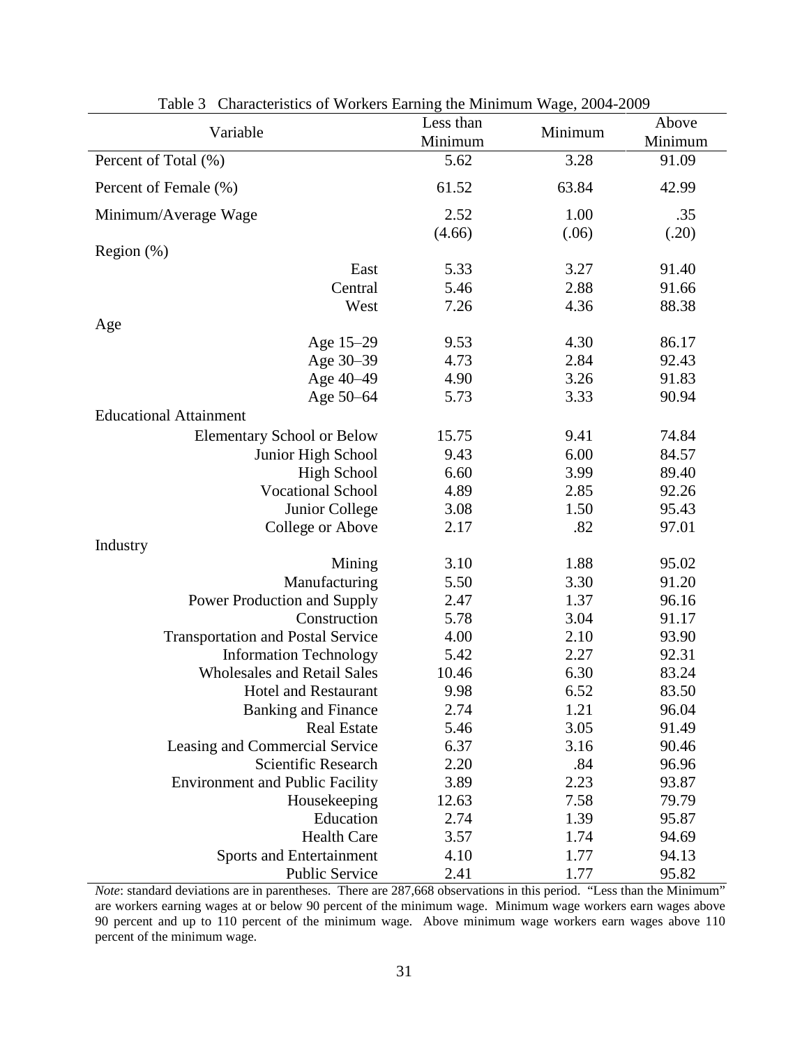Table 3 Characteristics of Workers Earning the Minimum Wage, 2004-2009

| Variable | Less than Minimum | Minimum | Above Minimum |
|---|---|---|---|
| Percent of Total (%) | 5.62 | 3.28 | 91.09 |
| Percent of Female (%) | 61.52 | 63.84 | 42.99 |
| Minimum/Average Wage | 2.52 | 1.00 | .35 |
| | (4.66) | (.06) | (.20) |
| Region (%) | | | |
| East | 5.33 | 3.27 | 91.40 |
| Central | 5.46 | 2.88 | 91.66 |
| West | 7.26 | 4.36 | 88.38 |
| Age | | | |
| Age 15–29 | 9.53 | 4.30 | 86.17 |
| Age 30–39 | 4.73 | 2.84 | 92.43 |
| Age 40–49 | 4.90 | 3.26 | 91.83 |
| Age 50–64 | 5.73 | 3.33 | 90.94 |
| Educational Attainment | | | |
| Elementary School or Below | 15.75 | 9.41 | 74.84 |
| Junior High School | 9.43 | 6.00 | 84.57 |
| High School | 6.60 | 3.99 | 89.40 |
| Vocational School | 4.89 | 2.85 | 92.26 |
| Junior College | 3.08 | 1.50 | 95.43 |
| College or Above | 2.17 | .82 | 97.01 |
| Industry | | | |
| Mining | 3.10 | 1.88 | 95.02 |
| Manufacturing | 5.50 | 3.30 | 91.20 |
| Power Production and Supply | 2.47 | 1.37 | 96.16 |
| Construction | 5.78 | 3.04 | 91.17 |
| Transportation and Postal Service | 4.00 | 2.10 | 93.90 |
| Information Technology | 5.42 | 2.27 | 92.31 |
| Wholesales and Retail Sales | 10.46 | 6.30 | 83.24 |
| Hotel and Restaurant | 9.98 | 6.52 | 83.50 |
| Banking and Finance | 2.74 | 1.21 | 96.04 |
| Real Estate | 5.46 | 3.05 | 91.49 |
| Leasing and Commercial Service | 6.37 | 3.16 | 90.46 |
| Scientific Research | 2.20 | .84 | 96.96 |
| Environment and Public Facility | 3.89 | 2.23 | 93.87 |
| Housekeeping | 12.63 | 7.58 | 79.79 |
| Education | 2.74 | 1.39 | 95.87 |
| Health Care | 3.57 | 1.74 | 94.69 |
| Sports and Entertainment | 4.10 | 1.77 | 94.13 |
| Public Service | 2.41 | 1.77 | 95.82 |

*Note*: standard deviations are in parentheses. There are 287,668 observations in this period. "Less than the Minimum" are workers earning wages at or below 90 percent of the minimum wage. Minimum wage workers earn wages above 90 percent and up to 110 percent of the minimum wage. Above minimum wage workers earn wages above 110 percent of the minimum wage.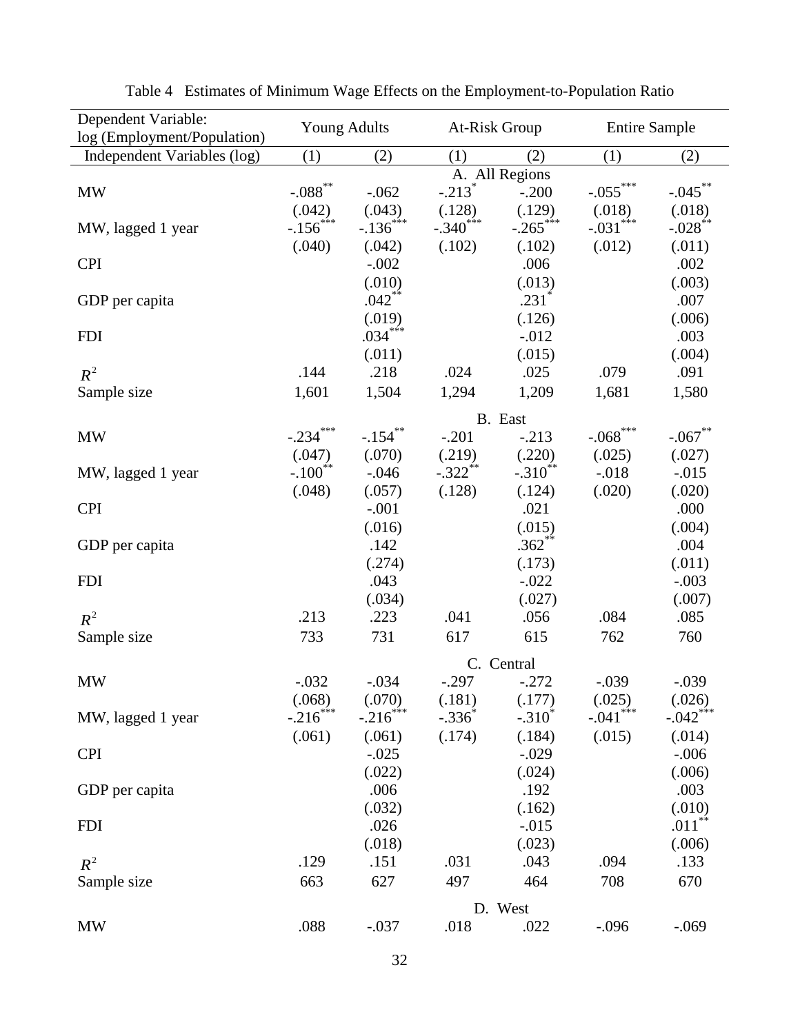Table 4 Estimates of Minimum Wage Effects on the Employment-to-Population Ratio

| Dependent Variable: log (Employment/Population) | Young Adults | | At-Risk Group | | Entire Sample | |
|---|---|---|---|---|---|---|
| Independent Variables (log) | (1) | (2) | (1) | (2) | (1) | (2) |
| | | | A. All Regions | | | |
| MW | -.088** | -.062 | -.213* | -.200 | -.055*** | -.045** |
| | (.042) | (.043) | (.128) | (.129) | (.018) | (.018) |
| MW, lagged 1 year | -.156*** | -.136*** | -.340*** | -.265*** | -.031*** | -.028** |
| | (.040) | (.042) | (.102) | (.102) | (.012) | (.011) |
| CPI | | -.002 | | .006 | | .002 |
| | | (.010) | | (.013) | | (.003) |
| GDP per capita | | .042** | | .231* | | .007 |
| | | (.019) | | (.126) | | (.006) |
| FDI | | .034*** | | -.012 | | .003 |
| | | (.011) | | (.015) | | (.004) |
| $R^2$ | .144 | .218 | .024 | .025 | .079 | .091 |
| Sample size | 1,601 | 1,504 | 1,294 | 1,209 | 1,681 | 1,580 |
| | | | B. East | | | |
| MW | -.234*** | -.154** | -.201 | -.213 | -.068*** | -.067** |
| | (.047) | (.070) | (.219) | (.220) | (.025) | (.027) |
| MW, lagged 1 year | -.100** | -.046 | -.322** | -.310** | -.018 | -.015 |
| | (.048) | (.057) | (.128) | (.124) | (.020) | (.020) |
| CPI | | -.001 | | .021 | | .000 |
| | | (.016) | | (.015) | | (.004) |
| GDP per capita | | .142 | | .362** | | .004 |
| | | (.274) | | (.173) | | (.011) |
| FDI | | .043 | | -.022 | | -.003 |
| | | (.034) | | (.027) | | (.007) |
| $R^2$ | .213 | .223 | .041 | .056 | .084 | .085 |
| Sample size | 733 | 731 | 617 | 615 | 762 | 760 |
| | | | C. Central | | | |
| MW | -.032 | -.034 | -.297 | -.272 | -.039 | -.039 |
| | (.068) | (.070) | (.181) | (.177) | (.025) | (.026) |
| MW, lagged 1 year | -.216*** | -.216*** | -.336* | -.310* | -.041*** | -.042*** |
| | (.061) | (.061) | (.174) | (.184) | (.015) | (.014) |
| CPI | | -.025 | | -.029 | | -.006 |
| | | (.022) | | (.024) | | (.006) |
| GDP per capita | | .006 | | .192 | | .003 |
| | | (.032) | | (.162) | | (.010) |
| FDI | | .026 | | -.015 | | .011** |
| | | (.018) | | (.023) | | (.006) |
| $R^2$ | .129 | .151 | .031 | .043 | .094 | .133 |
| Sample size | 663 | 627 | 497 | 464 | 708 | 670 |
| | | | D. West | | | |
| MW | .088 | -.037 | .018 | .022 | -.096 | -.069 |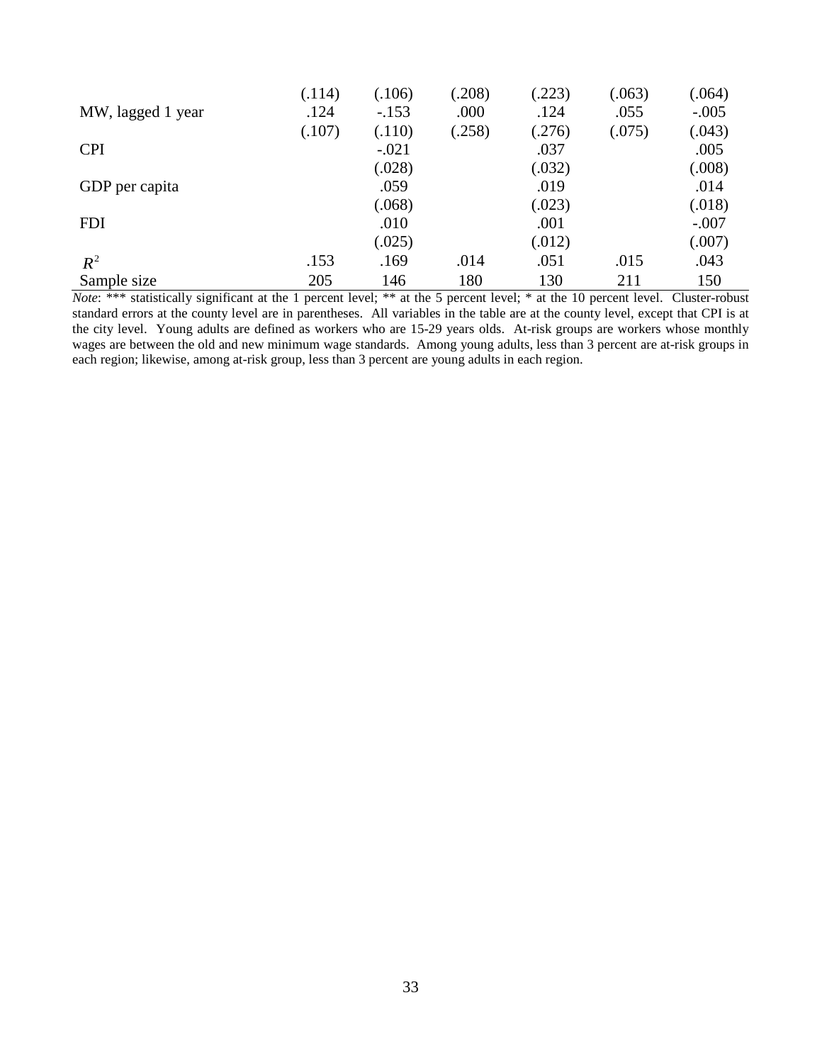| | | | | | | |
|---|---|---|---|---|---|---|
| | (.114) | (.106) | (.208) | (.223) | (.063) | (.064) |
| MW, lagged 1 year | .124 | -.153 | .000 | .124 | .055 | -.005 |
| | (.107) | (.110) | (.258) | (.276) | (.075) | (.043) |
| CPI | | -.021 | | .037 | | .005 |
| | | (.028) | | (.032) | | (.008) |
| GDP per capita | | .059 | | .019 | | .014 |
| | | (.068) | | (.023) | | (.018) |
| FDI | | .010 | | .001 | | -.007 |
| | | (.025) | | (.012) | | (.007) |
| $R^2$ | .153 | .169 | .014 | .051 | .015 | .043 |
| Sample size | 205 | 146 | 180 | 130 | 211 | 150 |

*Note*: *** statistically significant at the 1 percent level; ** at the 5 percent level; * at the 10 percent level. Cluster-robust standard errors at the county level are in parentheses. All variables in the table are at the county level, except that CPI is at the city level. Young adults are defined as workers who are 15-29 years olds. At-risk groups are workers whose monthly wages are between the old and new minimum wage standards. Among young adults, less than 3 percent are at-risk groups in each region; likewise, among at-risk group, less than 3 percent are young adults in each region.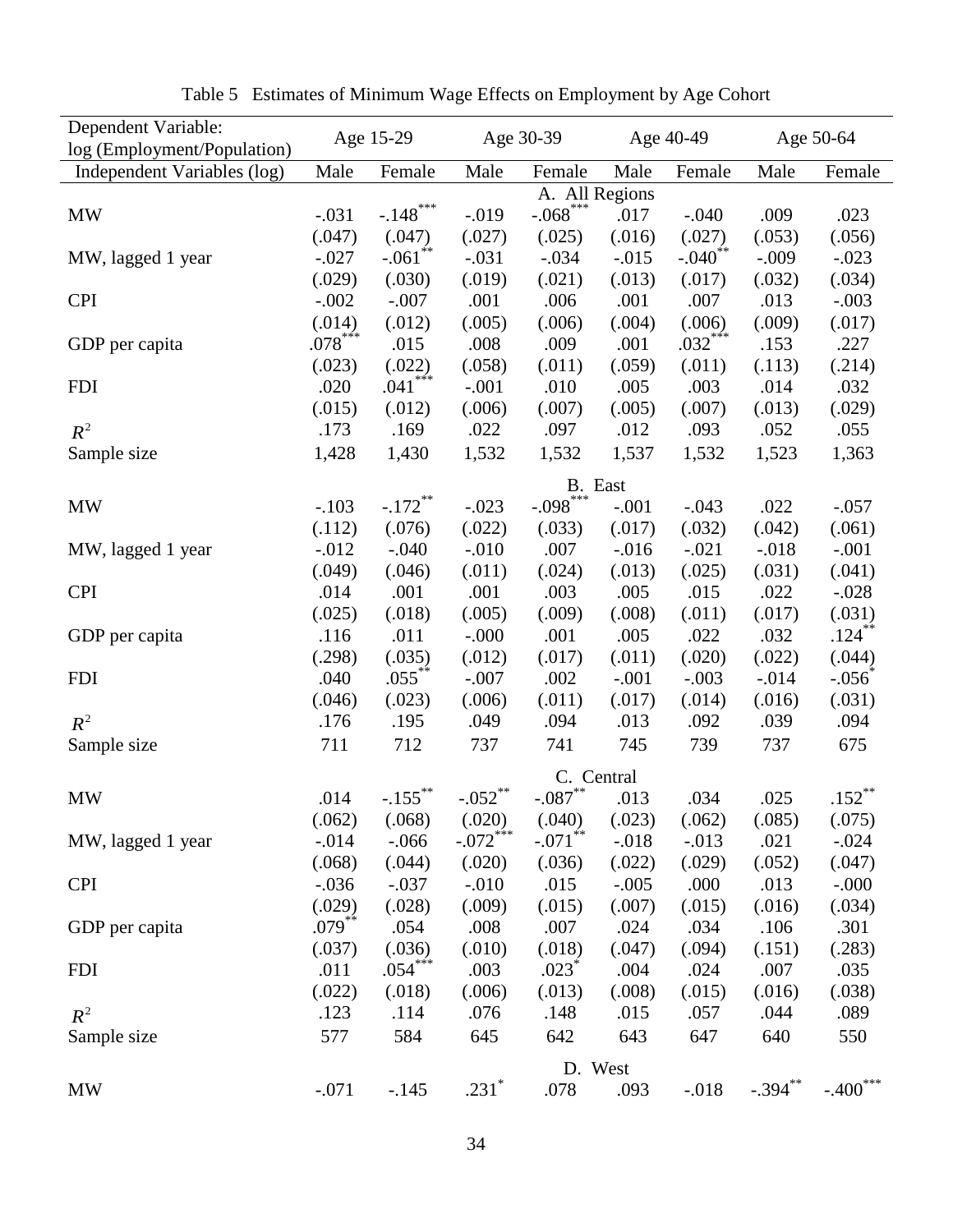Table 5 Estimates of Minimum Wage Effects on Employment by Age Cohort

| Dependent Variable: log (Employment/Population) | Age 15-29 | | Age 30-39 | | Age 40-49 | | Age 50-64 | |
|---|---|---|---|---|---|---|---|---|
| Independent Variables (log) | Male | Female | Male | Female | Male | Female | Male | Female |
| **A. All Regions** | | | | | | | | |
| MW | -.031 | -.148*** | -.019 | -.068*** | .017 | -.040 | .009 | .023 |
| | (.047) | (.047) | (.027) | (.025) | (.016) | (.027) | (.053) | (.056) |
| MW, lagged 1 year | -.027 | -.061** | -.031 | -.034 | -.015 | -.040** | -.009 | -.023 |
| | (.029) | (.030) | (.019) | (.021) | (.013) | (.017) | (.032) | (.034) |
| CPI | -.002 | -.007 | .001 | .006 | .001 | .007 | .013 | -.003 |
| | (.014) | (.012) | (.005) | (.006) | (.004) | (.006) | (.009) | (.017) |
| GDP per capita | .078*** | .015 | .008 | .009 | .001 | .032*** | .153 | .227 |
| | (.023) | (.022) | (.058) | (.011) | (.059) | (.011) | (.113) | (.214) |
| FDI | .020 | .041*** | -.001 | .010 | .005 | .003 | .014 | .032 |
| | (.015) | (.012) | (.006) | (.007) | (.005) | (.007) | (.013) | (.029) |
| $R^2$ | .173 | .169 | .022 | .097 | .012 | .093 | .052 | .055 |
| Sample size | 1,428 | 1,430 | 1,532 | 1,532 | 1,537 | 1,532 | 1,523 | 1,363 |
| **B. East** | | | | | | | | |
| MW | -.103 | -.172** | -.023 | -.098*** | -.001 | -.043 | .022 | -.057 |
| | (.112) | (.076) | (.022) | (.033) | (.017) | (.032) | (.042) | (.061) |
| MW, lagged 1 year | -.012 | -.040 | -.010 | .007 | -.016 | -.021 | -.018 | -.001 |
| | (.049) | (.046) | (.011) | (.024) | (.013) | (.025) | (.031) | (.041) |
| CPI | .014 | .001 | .001 | .003 | .005 | .015 | .022 | -.028 |
| | (.025) | (.018) | (.005) | (.009) | (.008) | (.011) | (.017) | (.031) |
| GDP per capita | .116 | .011 | -.000 | .001 | .005 | .022 | .032 | .124** |
| | (.298) | (.035) | (.012) | (.017) | (.011) | (.020) | (.022) | (.044) |
| FDI | .040 | .055** | -.007 | .002 | -.001 | -.003 | -.014 | -.056* |
| | (.046) | (.023) | (.006) | (.011) | (.017) | (.014) | (.016) | (.031) |
| $R^2$ | .176 | .195 | .049 | .094 | .013 | .092 | .039 | .094 |
| Sample size | 711 | 712 | 737 | 741 | 745 | 739 | 737 | 675 |
| **C. Central** | | | | | | | | |
| MW | .014 | -.155** | -.052** | -.087** | .013 | .034 | .025 | .152** |
| | (.062) | (.068) | (.020) | (.040) | (.023) | (.062) | (.085) | (.075) |
| MW, lagged 1 year | -.014 | -.066 | -.072*** | -.071** | -.018 | -.013 | .021 | -.024 |
| | (.068) | (.044) | (.020) | (.036) | (.022) | (.029) | (.052) | (.047) |
| CPI | -.036 | -.037 | -.010 | .015 | -.005 | .000 | .013 | -.000 |
| | (.029) | (.028) | (.009) | (.015) | (.007) | (.015) | (.016) | (.034) |
| GDP per capita | .079** | .054 | .008 | .007 | .024 | .034 | .106 | .301 |
| | (.037) | (.036) | (.010) | (.018) | (.047) | (.094) | (.151) | (.283) |
| FDI | .011 | .054*** | .003 | .023* | .004 | .024 | .007 | .035 |
| | (.022) | (.018) | (.006) | (.013) | (.008) | (.015) | (.016) | (.038) |
| $R^2$ | .123 | .114 | .076 | .148 | .015 | .057 | .044 | .089 |
| Sample size | 577 | 584 | 645 | 642 | 643 | 647 | 640 | 550 |
| **D. West** | | | | | | | | |
| MW | -.071 | -.145 | .231* | .078 | .093 | -.018 | -.394** | -.400*** |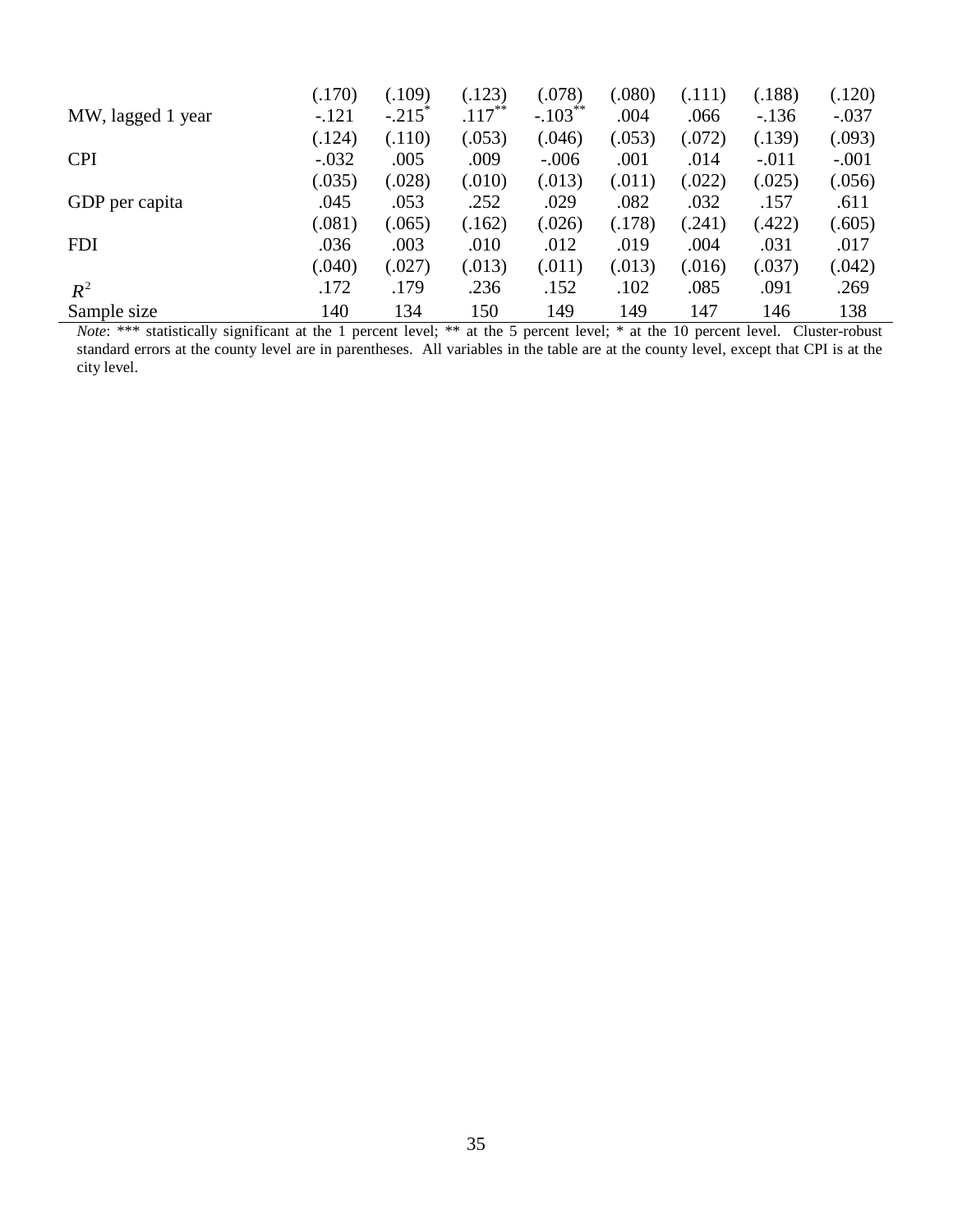| | | | | | | | | |
|---|---|---|---|---|---|---|---|---|
| | (.170) | (.109) | (.123) | (.078) | (.080) | (.111) | (.188) | (.120) |
| MW, lagged 1 year | -.121 | -.215* | .117** | -.103** | .004 | .066 | -.136 | -.037 |
| | (.124) | (.110) | (.053) | (.046) | (.053) | (.072) | (.139) | (.093) |
| CPI | -.032 | .005 | .009 | -.006 | .001 | .014 | -.011 | -.001 |
| | (.035) | (.028) | (.010) | (.013) | (.011) | (.022) | (.025) | (.056) |
| GDP per capita | .045 | .053 | .252 | .029 | .082 | .032 | .157 | .611 |
| | (.081) | (.065) | (.162) | (.026) | (.178) | (.241) | (.422) | (.605) |
| FDI | .036 | .003 | .010 | .012 | .019 | .004 | .031 | .017 |
| | (.040) | (.027) | (.013) | (.011) | (.013) | (.016) | (.037) | (.042) |
| $R^2$ | .172 | .179 | .236 | .152 | .102 | .085 | .091 | .269 |
| Sample size | 140 | 134 | 150 | 149 | 149 | 147 | 146 | 138 |

*Note*: *** statistically significant at the 1 percent level; ** at the 5 percent level; * at the 10 percent level. Cluster-robust standard errors at the county level are in parentheses. All variables in the table are at the county level, except that CPI is at the city level.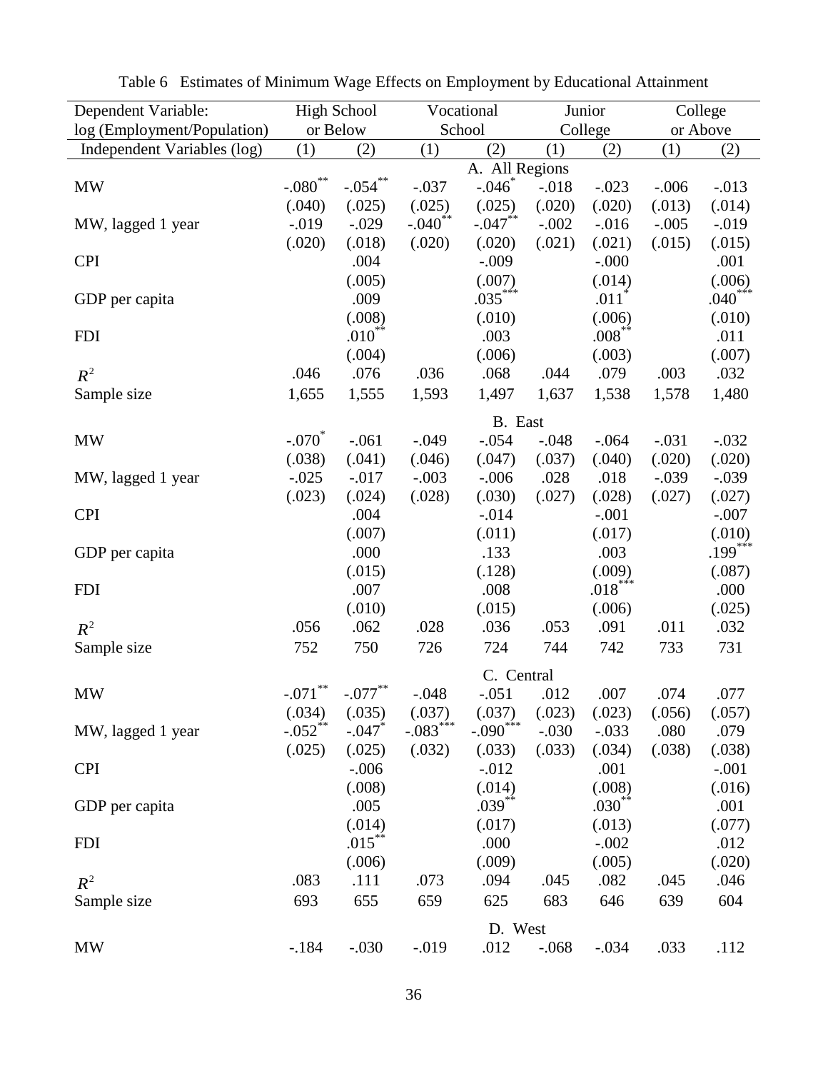Table 6 Estimates of Minimum Wage Effects on Employment by Educational Attainment

| Dependent Variable: log (Employment/Population) | High School or Below | | Vocational School | | Junior College | | College or Above | |
|---|---|---|---|---|---|---|---|---|
| Independent Variables (log) | (1) | (2) | (1) | (2) | (1) | (2) | (1) | (2) |
| | | | | A. All Regions | | | | |
| MW | -.080** | -.054** | -.037 | -.046* | -.018 | -.023 | -.006 | -.013 |
| | (.040) | (.025) | (.025) | (.025) | (.020) | (.020) | (.013) | (.014) |
| MW, lagged 1 year | -.019 | -.029 | -.040** | -.047** | -.002 | -.016 | -.005 | -.019 |
| | (.020) | (.018) | (.020) | (.020) | (.021) | (.021) | (.015) | (.015) |
| CPI | | .004 | | -.009 | | -.000 | | .001 |
| | | (.005) | | (.007) | | (.014) | | (.006) |
| GDP per capita | | .009 | | .035*** | | .011* | | .040*** |
| | | (.008) | | (.010) | | (.006) | | (.010) |
| FDI | | .010** | | .003 | | .008** | | .011 |
| | | (.004) | | (.006) | | (.003) | | (.007) |
| $R^2$ | .046 | .076 | .036 | .068 | .044 | .079 | .003 | .032 |
| Sample size | 1,655 | 1,555 | 1,593 | 1,497 | 1,637 | 1,538 | 1,578 | 1,480 |
| | | | | B. East | | | | |
| MW | -.070* | -.061 | -.049 | -.054 | -.048 | -.064 | -.031 | -.032 |
| | (.038) | (.041) | (.046) | (.047) | (.037) | (.040) | (.020) | (.020) |
| MW, lagged 1 year | -.025 | -.017 | -.003 | -.006 | .028 | .018 | -.039 | -.039 |
| | (.023) | (.024) | (.028) | (.030) | (.027) | (.028) | (.027) | (.027) |
| CPI | | .004 | | -.014 | | -.001 | | -.007 |
| | | (.007) | | (.011) | | (.017) | | (.010) |
| GDP per capita | | .000 | | .133 | | .003 | | .199*** |
| | | (.015) | | (.128) | | (.009) | | (.087) |
| FDI | | .007 | | .008 | | .018*** | | .000 |
| | | (.010) | | (.015) | | (.006) | | (.025) |
| $R^2$ | .056 | .062 | .028 | .036 | .053 | .091 | .011 | .032 |
| Sample size | 752 | 750 | 726 | 724 | 744 | 742 | 733 | 731 |
| | | | | C. Central | | | | |
| MW | -.071** | -.077** | -.048 | -.051 | .012 | .007 | .074 | .077 |
| | (.034) | (.035) | (.037) | (.037) | (.023) | (.023) | (.056) | (.057) |
| MW, lagged 1 year | -.052** | -.047* | -.083*** | -.090*** | -.030 | -.033 | .080 | .079 |
| | (.025) | (.025) | (.032) | (.033) | (.033) | (.034) | (.038) | (.038) |
| CPI | | -.006 | | -.012 | | .001 | | -.001 |
| | | (.008) | | (.014) | | (.008) | | (.016) |
| GDP per capita | | .005 | | .039** | | .030** | | .001 |
| | | (.014) | | (.017) | | (.013) | | (.077) |
| FDI | | .015** | | .000 | | -.002 | | .012 |
| | | (.006) | | (.009) | | (.005) | | (.020) |
| $R^2$ | .083 | .111 | .073 | .094 | .045 | .082 | .045 | .046 |
| Sample size | 693 | 655 | 659 | 625 | 683 | 646 | 639 | 604 |
| | | | | D. West | | | | |
| MW | -.184 | -.030 | -.019 | .012 | -.068 | -.034 | .033 | .112 |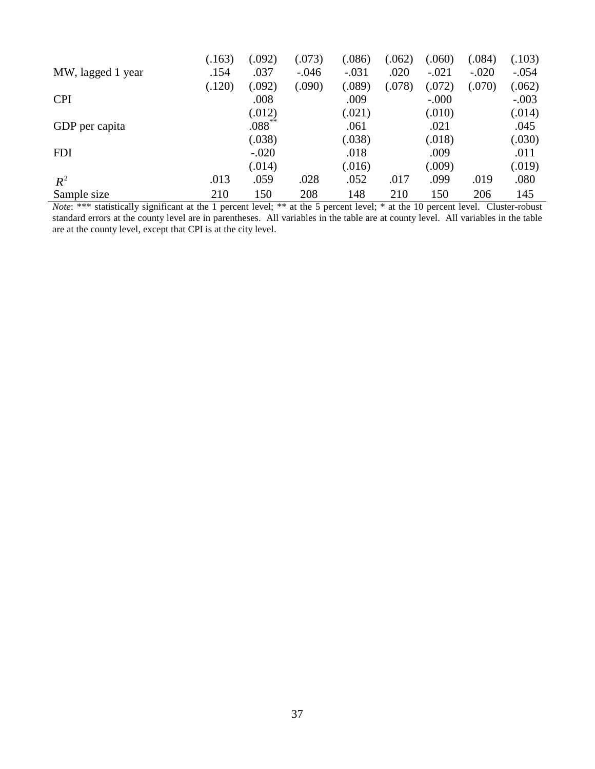| | | | | | | | | |
|---|---|---|---|---|---|---|---|---|
| | (.163) | (.092) | (.073) | (.086) | (.062) | (.060) | (.084) | (.103) |
| MW, lagged 1 year | .154 | .037 | -.046 | -.031 | .020 | -.021 | -.020 | -.054 |
| | (.120) | (.092) | (.090) | (.089) | (.078) | (.072) | (.070) | (.062) |
| CPI | | .008 | | .009 | | -.000 | | -.003 |
| | | (.012) | | (.021) | | (.010) | | (.014) |
| GDP per capita | | .088** | | .061 | | .021 | | .045 |
| | | (.038) | | (.038) | | (.018) | | (.030) |
| FDI | | -.020 | | .018 | | .009 | | .011 |
| | | (.014) | | (.016) | | (.009) | | (.019) |
| $R^2$ | .013 | .059 | .028 | .052 | .017 | .099 | .019 | .080 |
| Sample size | 210 | 150 | 208 | 148 | 210 | 150 | 206 | 145 |

*Note*: *** statistically significant at the 1 percent level; ** at the 5 percent level; * at the 10 percent level. Cluster-robust standard errors at the county level are in parentheses. All variables in the table are at county level. All variables in the table are at the county level, except that CPI is at the city level.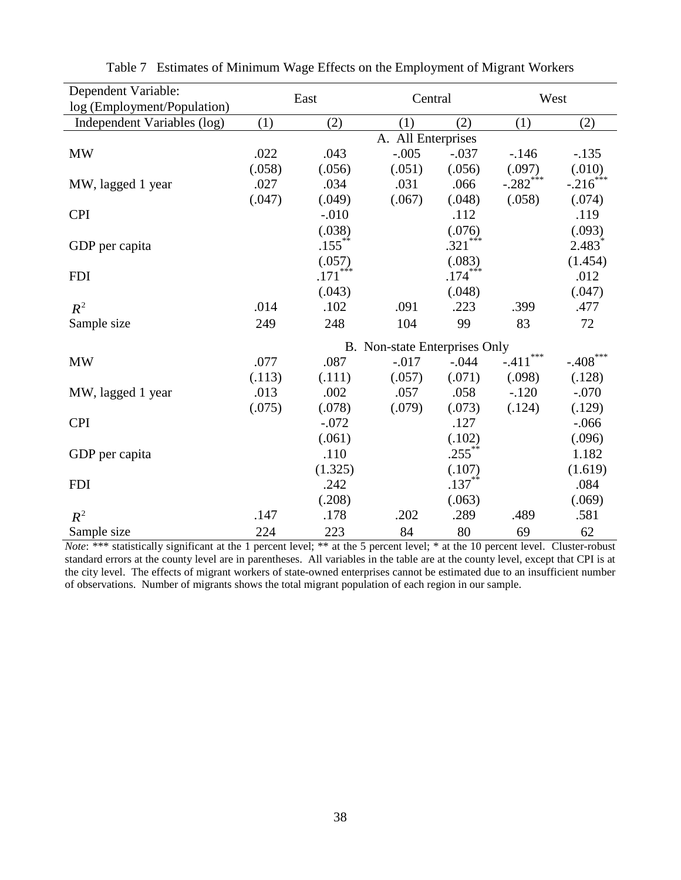Table 7 Estimates of Minimum Wage Effects on the Employment of Migrant Workers

| Dependent Variable: log (Employment/Population) | East | | Central | | West | |
|---|---|---|---|---|---|---|
| Independent Variables (log) | (1) | (2) | (1) | (2) | (1) | (2) |
| | | | A. All Enterprises | | | |
| MW | .022 | .043 | -.005 | -.037 | -.146 | -.135 |
| | (.058) | (.056) | (.051) | (.056) | (.097) | (.010) |
| MW, lagged 1 year | .027 | .034 | .031 | .066 | -.282*** | -.216*** |
| | (.047) | (.049) | (.067) | (.048) | (.058) | (.074) |
| CPI | | -.010 | | .112 | | .119 |
| | | (.038) | | (.076) | | (.093) |
| GDP per capita | | .155** | | .321*** | | 2.483* |
| | | (.057) | | (.083) | | (1.454) |
| FDI | | .171*** | | .174*** | | .012 |
| | | (.043) | | (.048) | | (.047) |
| $R^2$ | .014 | .102 | .091 | .223 | .399 | .477 |
| Sample size | 249 | 248 | 104 | 99 | 83 | 72 |
| | | | B. Non-state Enterprises Only | | | |
| MW | .077 | .087 | -.017 | -.044 | -.411*** | -.408*** |
| | (.113) | (.111) | (.057) | (.071) | (.098) | (.128) |
| MW, lagged 1 year | .013 | .002 | .057 | .058 | -.120 | -.070 |
| | (.075) | (.078) | (.079) | (.073) | (.124) | (.129) |
| CPI | | -.072 | | .127 | | -.066 |
| | | (.061) | | (.102) | | (.096) |
| GDP per capita | | .110 | | .255** | | 1.182 |
| | | (1.325) | | (.107) | | (1.619) |
| FDI | | .242 | | .137** | | .084 |
| | | (.208) | | (.063) | | (.069) |
| $R^2$ | .147 | .178 | .202 | .289 | .489 | .581 |
| Sample size | 224 | 223 | 84 | 80 | 69 | 62 |

*Note*: *** statistically significant at the 1 percent level; ** at the 5 percent level; * at the 10 percent level. Cluster-robust standard errors at the county level are in parentheses. All variables in the table are at the county level, except that CPI is at the city level. The effects of migrant workers of state-owned enterprises cannot be estimated due to an insufficient number of observations. Number of migrants shows the total migrant population of each region in our sample.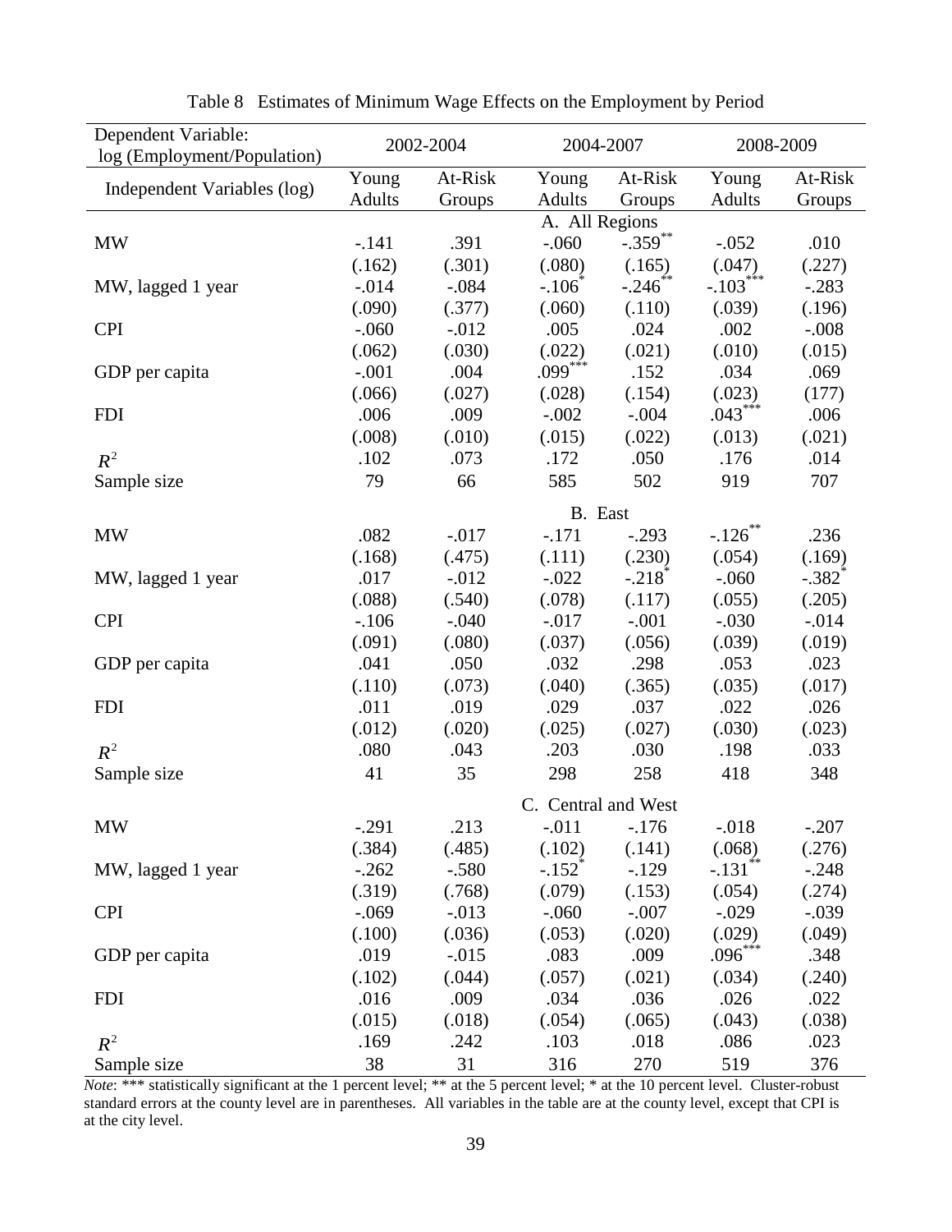Table 8 Estimates of Minimum Wage Effects on the Employment by Period

| Dependent Variable: log (Employment/Population) | 2002-2004 | | 2004-2007 | | 2008-2009 | |
|---|---|---|---|---|---|---|
| Independent Variables (log) | Young Adults | At-Risk Groups | Young Adults | At-Risk Groups | Young Adults | At-Risk Groups |
| | | | A. All Regions | | | |
| MW | -.141 | .391 | -.060 | -.359** | -.052 | .010 |
| | (.162) | (.301) | (.080) | (.165) | (.047) | (.227) |
| MW, lagged 1 year | -.014 | -.084 | -.106* | -.246** | -.103*** | -.283 |
| | (.090) | (.377) | (.060) | (.110) | (.039) | (.196) |
| CPI | -.060 | -.012 | .005 | .024 | .002 | -.008 |
| | (.062) | (.030) | (.022) | (.021) | (.010) | (.015) |
| GDP per capita | -.001 | .004 | .099*** | .152 | .034 | .069 |
| | (.066) | (.027) | (.028) | (.154) | (.023) | (177) |
| FDI | .006 | .009 | -.002 | -.004 | .043*** | .006 |
| | (.008) | (.010) | (.015) | (.022) | (.013) | (.021) |
| $R^2$ | .102 | .073 | .172 | .050 | .176 | .014 |
| Sample size | 79 | 66 | 585 | 502 | 919 | 707 |
| | | | B. East | | | |
| MW | .082 | -.017 | -.171 | -.293 | -.126** | .236 |
| | (.168) | (.475) | (.111) | (.230) | (.054) | (.169) |
| MW, lagged 1 year | .017 | -.012 | -.022 | -.218* | -.060 | -.382* |
| | (.088) | (.540) | (.078) | (.117) | (.055) | (.205) |
| CPI | -.106 | -.040 | -.017 | -.001 | -.030 | -.014 |
| | (.091) | (.080) | (.037) | (.056) | (.039) | (.019) |
| GDP per capita | .041 | .050 | .032 | .298 | .053 | .023 |
| | (.110) | (.073) | (.040) | (.365) | (.035) | (.017) |
| FDI | .011 | .019 | .029 | .037 | .022 | .026 |
| | (.012) | (.020) | (.025) | (.027) | (.030) | (.023) |
| $R^2$ | .080 | .043 | .203 | .030 | .198 | .033 |
| Sample size | 41 | 35 | 298 | 258 | 418 | 348 |
| | | | C. Central and West | | | |
| MW | -.291 | .213 | -.011 | -.176 | -.018 | -.207 |
| | (.384) | (.485) | (.102) | (.141) | (.068) | (.276) |
| MW, lagged 1 year | -.262 | -.580 | -.152* | -.129 | -.131** | -.248 |
| | (.319) | (.768) | (.079) | (.153) | (.054) | (.274) |
| CPI | -.069 | -.013 | -.060 | -.007 | -.029 | -.039 |
| | (.100) | (.036) | (.053) | (.020) | (.029) | (.049) |
| GDP per capita | .019 | -.015 | .083 | .009 | .096*** | .348 |
| | (.102) | (.044) | (.057) | (.021) | (.034) | (.240) |
| FDI | .016 | .009 | .034 | .036 | .026 | .022 |
| | (.015) | (.018) | (.054) | (.065) | (.043) | (.038) |
| $R^2$ | .169 | .242 | .103 | .018 | .086 | .023 |
| Sample size | 38 | 31 | 316 | 270 | 519 | 376 |

*Note*: *** statistically significant at the 1 percent level; ** at the 5 percent level; * at the 10 percent level. Cluster-robust standard errors at the county level are in parentheses. All variables in the table are at the county level, except that CPI is at the city level.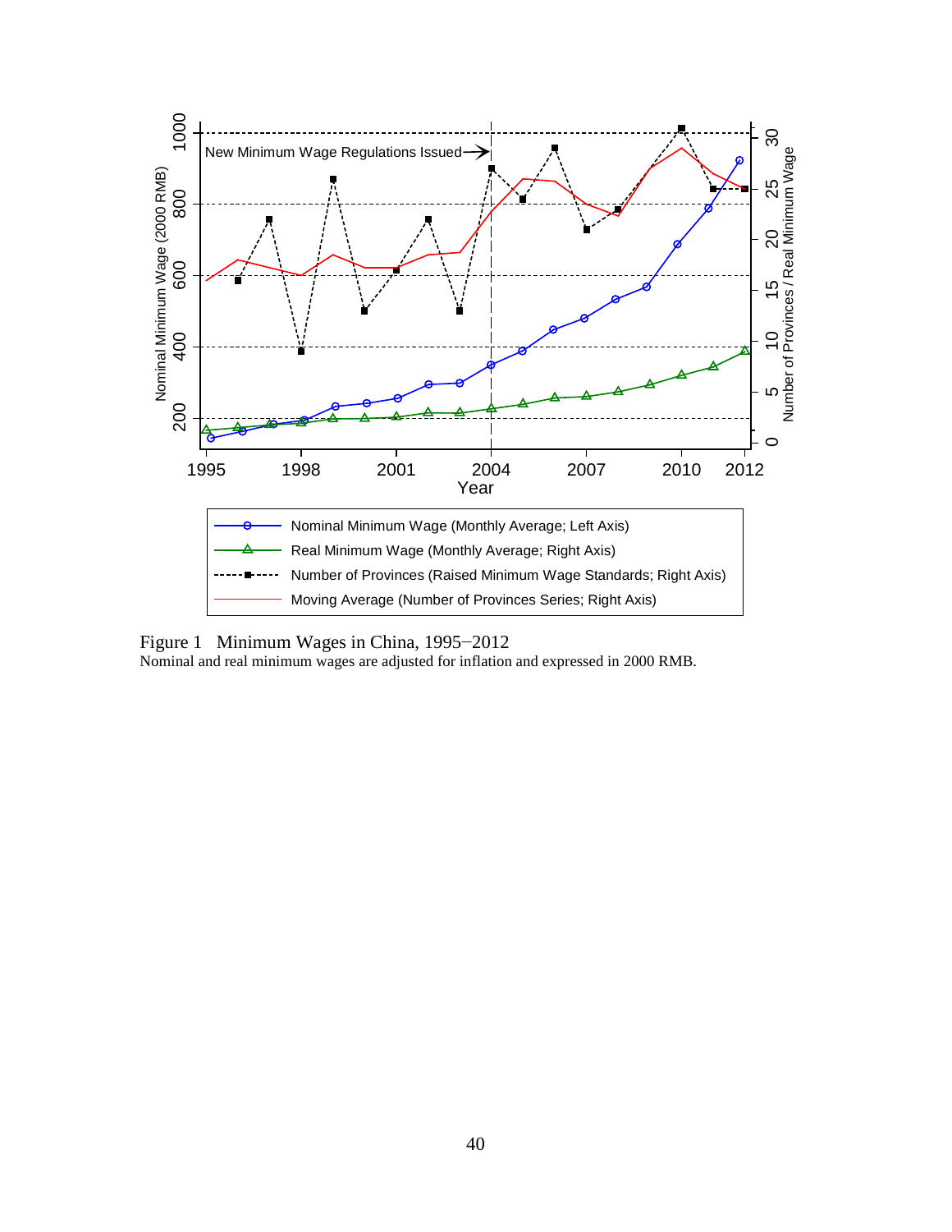Figure 1 Minimum Wages in China, 1995−2012

Nominal and real minimum wages are adjusted for inflation and expressed in 2000 RMB.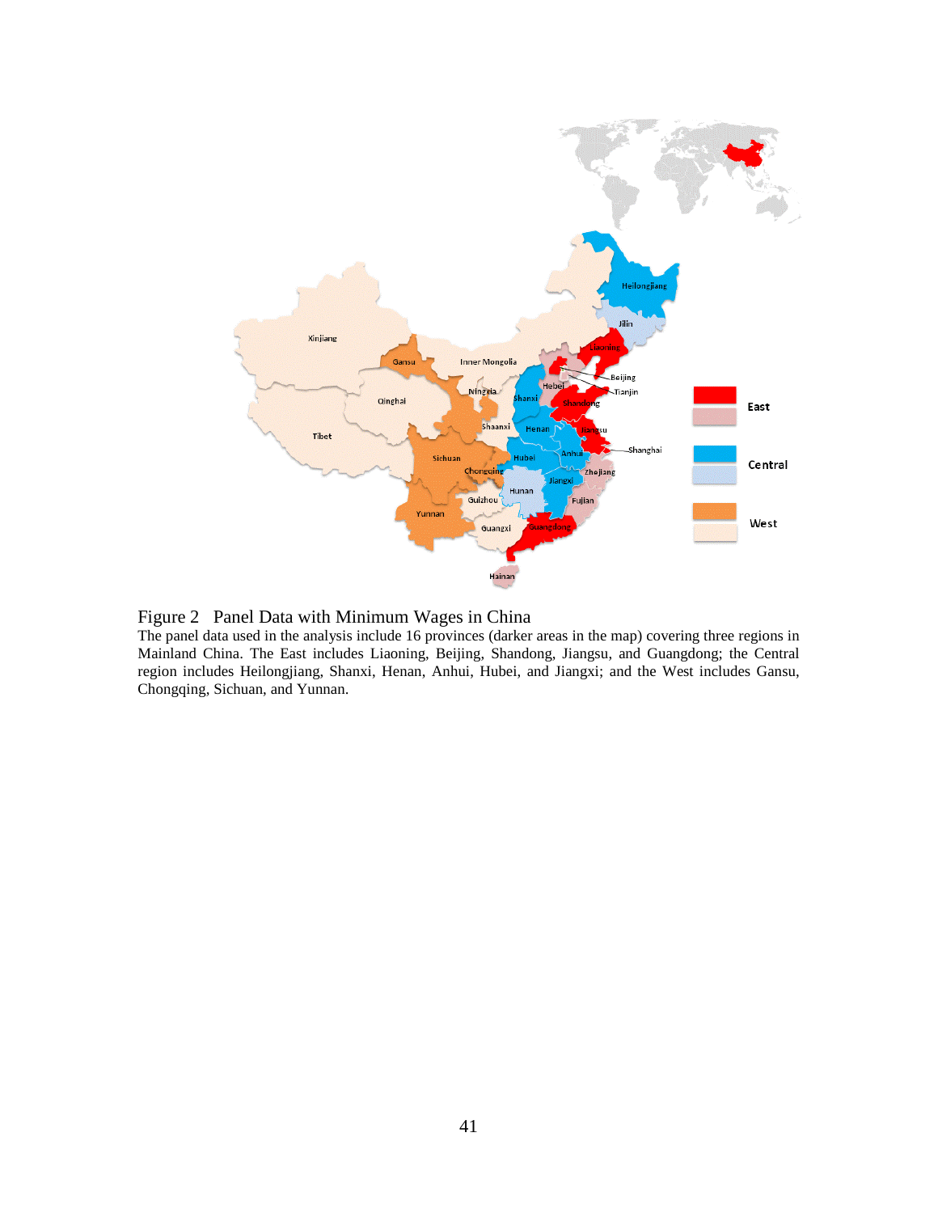Xinjiang

Gansu

Inner Mongolia

Heilongjiang

Jilin

Liaoning

Beijing

Tianjin

Hebei

Ningxia

Qinghai

Shanxi

Shandong

Tibet

Shaanxi

Henan

Jiangsu

Sichuan

Hubei

Anhui

Shanghai

Chongqing

Zhejiang

Jiangxi

Hunan

Guizhou

Fujian

Yunnan

Guangxi

Guangdong

Hainan

East

Central

West

Figure 2 Panel Data with Minimum Wages in China

The panel data used in the analysis include 16 provinces (darker areas in the map) covering three regions in Mainland China. The East includes Liaoning, Beijing, Shandong, Jiangsu, and Guangdong; the Central region includes Heilongjiang, Shanxi, Henan, Anhui, Hubei, and Jiangxi; and the West includes Gansu, Chongqing, Sichuan, and Yunnan.